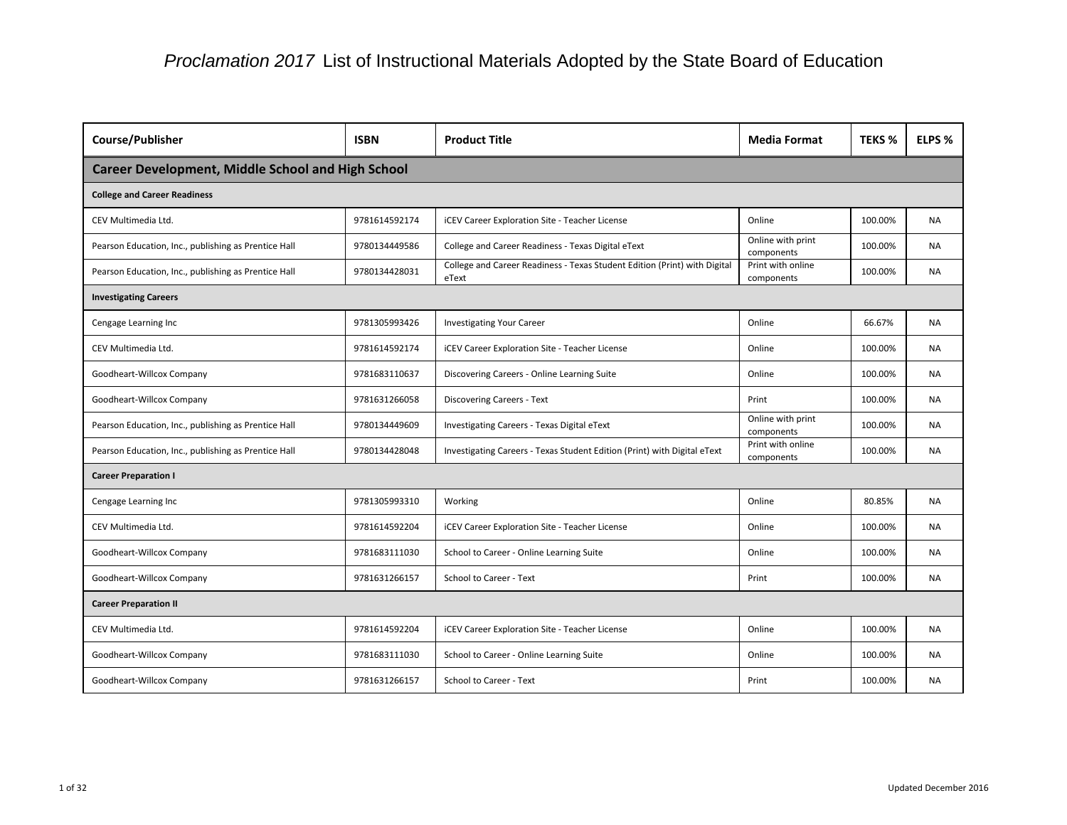# *Proclamation 2017* List of Instructional Materials Adopted by the State Board of Education

| Course/Publisher | ISBN | Product Title | Media Format | TEKS % | ELPS % |
|---|---|---|---|---|---|
| **Career Development, Middle School and High School** | | | | | |
| **College and Career Readiness** | | | | | |
| CEV Multimedia Ltd. | 9781614592174 | iCEV Career Exploration Site - Teacher License | Online | 100.00% | NA |
| Pearson Education, Inc., publishing as Prentice Hall | 9780134449586 | College and Career Readiness - Texas Digital eText | Online with print components | 100.00% | NA |
| Pearson Education, Inc., publishing as Prentice Hall | 9780134428031 | College and Career Readiness - Texas Student Edition (Print) with Digital eText | Print with online components | 100.00% | NA |
| **Investigating Careers** | | | | | |
| Cengage Learning Inc | 9781305993426 | Investigating Your Career | Online | 66.67% | NA |
| CEV Multimedia Ltd. | 9781614592174 | iCEV Career Exploration Site - Teacher License | Online | 100.00% | NA |
| Goodheart-Willcox Company | 9781683110637 | Discovering Careers - Online Learning Suite | Online | 100.00% | NA |
| Goodheart-Willcox Company | 9781631266058 | Discovering Careers - Text | Print | 100.00% | NA |
| Pearson Education, Inc., publishing as Prentice Hall | 9780134449609 | Investigating Careers - Texas Digital eText | Online with print components | 100.00% | NA |
| Pearson Education, Inc., publishing as Prentice Hall | 9780134428048 | Investigating Careers - Texas Student Edition (Print) with Digital eText | Print with online components | 100.00% | NA |
| **Career Preparation I** | | | | | |
| Cengage Learning Inc | 9781305993310 | Working | Online | 80.85% | NA |
| CEV Multimedia Ltd. | 9781614592204 | iCEV Career Exploration Site - Teacher License | Online | 100.00% | NA |
| Goodheart-Willcox Company | 9781683111030 | School to Career - Online Learning Suite | Online | 100.00% | NA |
| Goodheart-Willcox Company | 9781631266157 | School to Career - Text | Print | 100.00% | NA |
| **Career Preparation II** | | | | | |
| CEV Multimedia Ltd. | 9781614592204 | iCEV Career Exploration Site - Teacher License | Online | 100.00% | NA |
| Goodheart-Willcox Company | 9781683111030 | School to Career - Online Learning Suite | Online | 100.00% | NA |
| Goodheart-Willcox Company | 9781631266157 | School to Career - Text | Print | 100.00% | NA |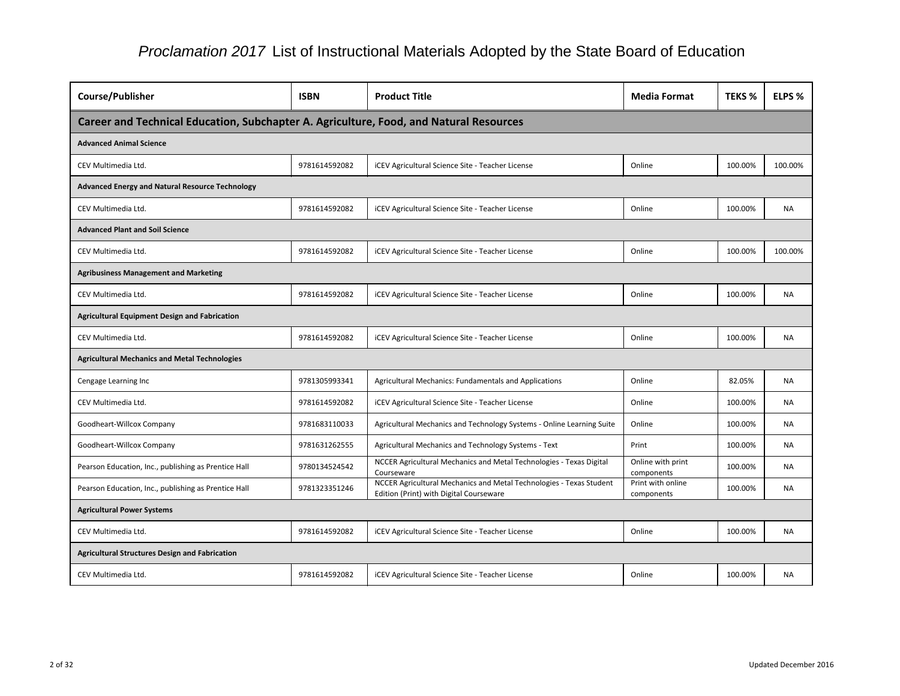# *Proclamation 2017* List of Instructional Materials Adopted by the State Board of Education

| Course/Publisher | ISBN | Product Title | Media Format | TEKS % | ELPS % |
|---|---|---|---|---|---|
| **Career and Technical Education, Subchapter A. Agriculture, Food, and Natural Resources** | | | | | |
| **Advanced Animal Science** | | | | | |
| CEV Multimedia Ltd. | 9781614592082 | iCEV Agricultural Science Site - Teacher License | Online | 100.00% | 100.00% |
| **Advanced Energy and Natural Resource Technology** | | | | | |
| CEV Multimedia Ltd. | 9781614592082 | iCEV Agricultural Science Site - Teacher License | Online | 100.00% | NA |
| **Advanced Plant and Soil Science** | | | | | |
| CEV Multimedia Ltd. | 9781614592082 | iCEV Agricultural Science Site - Teacher License | Online | 100.00% | 100.00% |
| **Agribusiness Management and Marketing** | | | | | |
| CEV Multimedia Ltd. | 9781614592082 | iCEV Agricultural Science Site - Teacher License | Online | 100.00% | NA |
| **Agricultural Equipment Design and Fabrication** | | | | | |
| CEV Multimedia Ltd. | 9781614592082 | iCEV Agricultural Science Site - Teacher License | Online | 100.00% | NA |
| **Agricultural Mechanics and Metal Technologies** | | | | | |
| Cengage Learning Inc | 9781305993341 | Agricultural Mechanics: Fundamentals and Applications | Online | 82.05% | NA |
| CEV Multimedia Ltd. | 9781614592082 | iCEV Agricultural Science Site - Teacher License | Online | 100.00% | NA |
| Goodheart-Willcox Company | 9781683110033 | Agricultural Mechanics and Technology Systems - Online Learning Suite | Online | 100.00% | NA |
| Goodheart-Willcox Company | 9781631262555 | Agricultural Mechanics and Technology Systems - Text | Print | 100.00% | NA |
| Pearson Education, Inc., publishing as Prentice Hall | 9780134524542 | NCCER Agricultural Mechanics and Metal Technologies - Texas Digital Courseware | Online with print components | 100.00% | NA |
| Pearson Education, Inc., publishing as Prentice Hall | 9781323351246 | NCCER Agricultural Mechanics and Metal Technologies - Texas Student Edition (Print) with Digital Courseware | Print with online components | 100.00% | NA |
| **Agricultural Power Systems** | | | | | |
| CEV Multimedia Ltd. | 9781614592082 | iCEV Agricultural Science Site - Teacher License | Online | 100.00% | NA |
| **Agricultural Structures Design and Fabrication** | | | | | |
| CEV Multimedia Ltd. | 9781614592082 | iCEV Agricultural Science Site - Teacher License | Online | 100.00% | NA |

Updated December 2016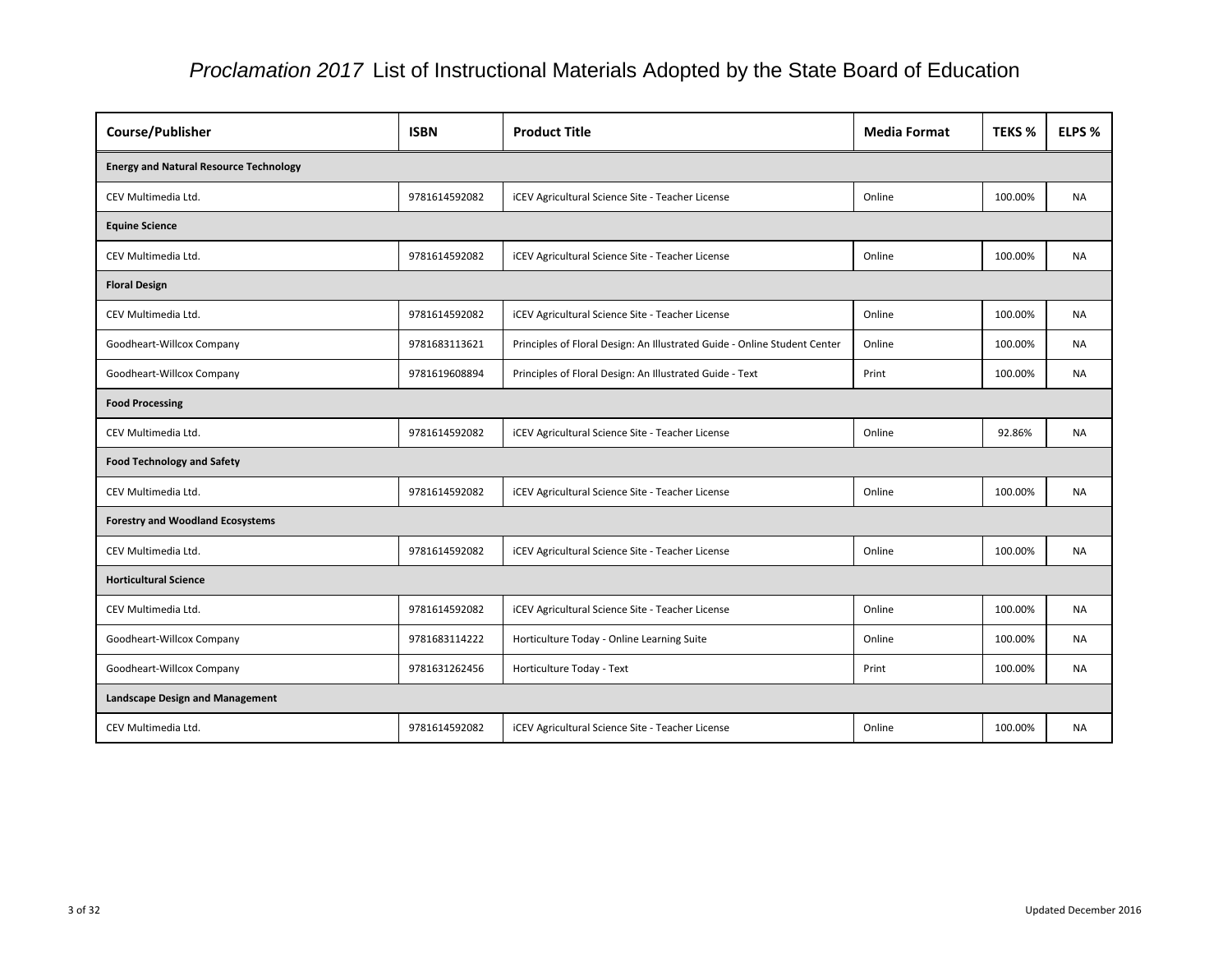# *Proclamation 2017* List of Instructional Materials Adopted by the State Board of Education

| Course/Publisher | ISBN | Product Title | Media Format | TEKS % | ELPS % |
|---|---|---|---|---|---|
| **Energy and Natural Resource Technology** | | | | | |
| CEV Multimedia Ltd. | 9781614592082 | iCEV Agricultural Science Site - Teacher License | Online | 100.00% | NA |
| **Equine Science** | | | | | |
| CEV Multimedia Ltd. | 9781614592082 | iCEV Agricultural Science Site - Teacher License | Online | 100.00% | NA |
| **Floral Design** | | | | | |
| CEV Multimedia Ltd. | 9781614592082 | iCEV Agricultural Science Site - Teacher License | Online | 100.00% | NA |
| Goodheart-Willcox Company | 9781683113621 | Principles of Floral Design: An Illustrated Guide - Online Student Center | Online | 100.00% | NA |
| Goodheart-Willcox Company | 9781619608894 | Principles of Floral Design: An Illustrated Guide - Text | Print | 100.00% | NA |
| **Food Processing** | | | | | |
| CEV Multimedia Ltd. | 9781614592082 | iCEV Agricultural Science Site - Teacher License | Online | 92.86% | NA |
| **Food Technology and Safety** | | | | | |
| CEV Multimedia Ltd. | 9781614592082 | iCEV Agricultural Science Site - Teacher License | Online | 100.00% | NA |
| **Forestry and Woodland Ecosystems** | | | | | |
| CEV Multimedia Ltd. | 9781614592082 | iCEV Agricultural Science Site - Teacher License | Online | 100.00% | NA |
| **Horticultural Science** | | | | | |
| CEV Multimedia Ltd. | 9781614592082 | iCEV Agricultural Science Site - Teacher License | Online | 100.00% | NA |
| Goodheart-Willcox Company | 9781683114222 | Horticulture Today - Online Learning Suite | Online | 100.00% | NA |
| Goodheart-Willcox Company | 9781631262456 | Horticulture Today - Text | Print | 100.00% | NA |
| **Landscape Design and Management** | | | | | |
| CEV Multimedia Ltd. | 9781614592082 | iCEV Agricultural Science Site - Teacher License | Online | 100.00% | NA |

Updated December 2016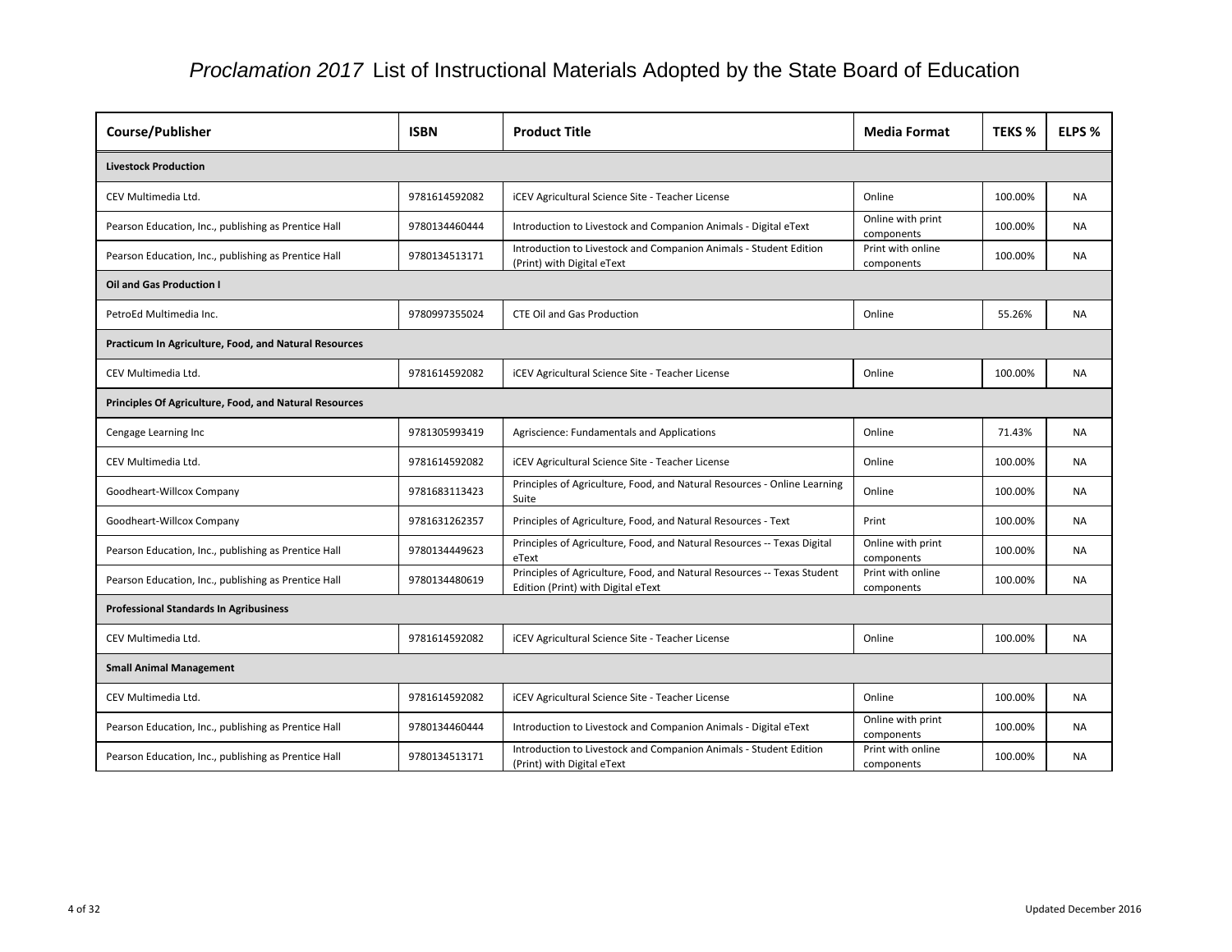# *Proclamation 2017* List of Instructional Materials Adopted by the State Board of Education

| Course/Publisher | ISBN | Product Title | Media Format | TEKS % | ELPS % |
|---|---|---|---|---|---|
| **Livestock Production** | | | | | |
| CEV Multimedia Ltd. | 9781614592082 | iCEV Agricultural Science Site - Teacher License | Online | 100.00% | NA |
| Pearson Education, Inc., publishing as Prentice Hall | 9780134460444 | Introduction to Livestock and Companion Animals - Digital eText | Online with print components | 100.00% | NA |
| Pearson Education, Inc., publishing as Prentice Hall | 9780134513171 | Introduction to Livestock and Companion Animals - Student Edition (Print) with Digital eText | Print with online components | 100.00% | NA |
| **Oil and Gas Production I** | | | | | |
| PetroEd Multimedia Inc. | 9780997355024 | CTE Oil and Gas Production | Online | 55.26% | NA |
| **Practicum In Agriculture, Food, and Natural Resources** | | | | | |
| CEV Multimedia Ltd. | 9781614592082 | iCEV Agricultural Science Site - Teacher License | Online | 100.00% | NA |
| **Principles Of Agriculture, Food, and Natural Resources** | | | | | |
| Cengage Learning Inc | 9781305993419 | Agriscience: Fundamentals and Applications | Online | 71.43% | NA |
| CEV Multimedia Ltd. | 9781614592082 | iCEV Agricultural Science Site - Teacher License | Online | 100.00% | NA |
| Goodheart-Willcox Company | 9781683113423 | Principles of Agriculture, Food, and Natural Resources - Online Learning Suite | Online | 100.00% | NA |
| Goodheart-Willcox Company | 9781631262357 | Principles of Agriculture, Food, and Natural Resources - Text | Print | 100.00% | NA |
| Pearson Education, Inc., publishing as Prentice Hall | 9780134449623 | Principles of Agriculture, Food, and Natural Resources -- Texas Digital eText | Online with print components | 100.00% | NA |
| Pearson Education, Inc., publishing as Prentice Hall | 9780134480619 | Principles of Agriculture, Food, and Natural Resources -- Texas Student Edition (Print) with Digital eText | Print with online components | 100.00% | NA |
| **Professional Standards In Agribusiness** | | | | | |
| CEV Multimedia Ltd. | 9781614592082 | iCEV Agricultural Science Site - Teacher License | Online | 100.00% | NA |
| **Small Animal Management** | | | | | |
| CEV Multimedia Ltd. | 9781614592082 | iCEV Agricultural Science Site - Teacher License | Online | 100.00% | NA |
| Pearson Education, Inc., publishing as Prentice Hall | 9780134460444 | Introduction to Livestock and Companion Animals - Digital eText | Online with print components | 100.00% | NA |
| Pearson Education, Inc., publishing as Prentice Hall | 9780134513171 | Introduction to Livestock and Companion Animals - Student Edition (Print) with Digital eText | Print with online components | 100.00% | NA |

Updated December 2016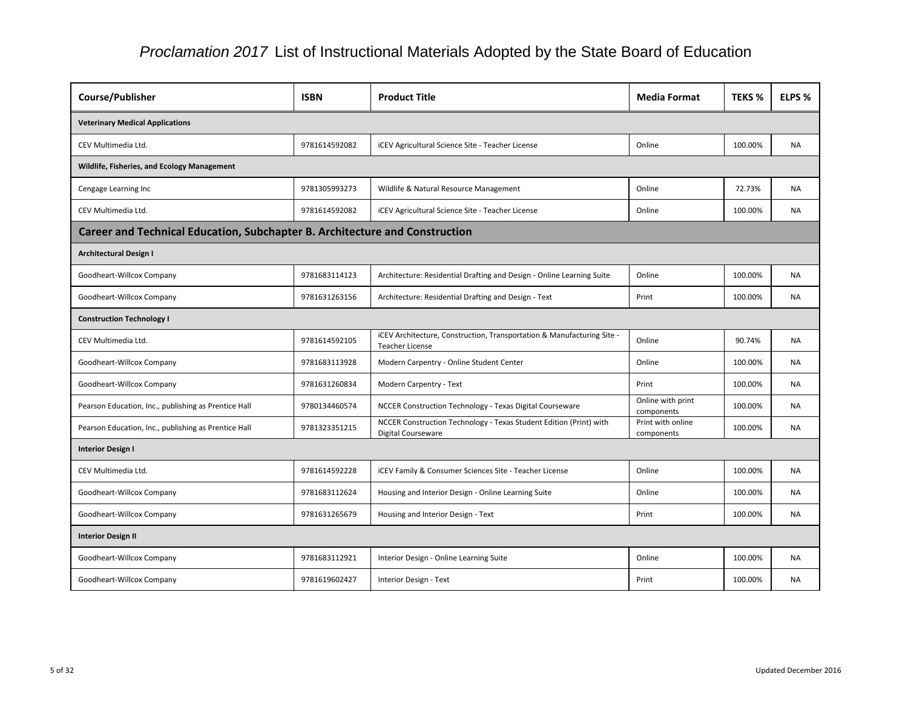# *Proclamation 2017* List of Instructional Materials Adopted by the State Board of Education

| Course/Publisher | ISBN | Product Title | Media Format | TEKS % | ELPS % |
|---|---|---|---|---|---|
| **Veterinary Medical Applications** | | | | | |
| CEV Multimedia Ltd. | 9781614592082 | iCEV Agricultural Science Site - Teacher License | Online | 100.00% | NA |
| **Wildlife, Fisheries, and Ecology Management** | | | | | |
| Cengage Learning Inc | 9781305993273 | Wildlife & Natural Resource Management | Online | 72.73% | NA |
| CEV Multimedia Ltd. | 9781614592082 | iCEV Agricultural Science Site - Teacher License | Online | 100.00% | NA |
| **Career and Technical Education, Subchapter B. Architecture and Construction** | | | | | |
| **Architectural Design I** | | | | | |
| Goodheart-Willcox Company | 9781683114123 | Architecture: Residential Drafting and Design - Online Learning Suite | Online | 100.00% | NA |
| Goodheart-Willcox Company | 9781631263156 | Architecture: Residential Drafting and Design - Text | Print | 100.00% | NA |
| **Construction Technology I** | | | | | |
| CEV Multimedia Ltd. | 9781614592105 | iCEV Architecture, Construction, Transportation & Manufacturing Site - Teacher License | Online | 90.74% | NA |
| Goodheart-Willcox Company | 9781683113928 | Modern Carpentry - Online Student Center | Online | 100.00% | NA |
| Goodheart-Willcox Company | 9781631260834 | Modern Carpentry - Text | Print | 100.00% | NA |
| Pearson Education, Inc., publishing as Prentice Hall | 9780134460574 | NCCER Construction Technology - Texas Digital Courseware | Online with print components | 100.00% | NA |
| Pearson Education, Inc., publishing as Prentice Hall | 9781323351215 | NCCER Construction Technology - Texas Student Edition (Print) with Digital Courseware | Print with online components | 100.00% | NA |
| **Interior Design I** | | | | | |
| CEV Multimedia Ltd. | 9781614592228 | iCEV Family & Consumer Sciences Site - Teacher License | Online | 100.00% | NA |
| Goodheart-Willcox Company | 9781683112624 | Housing and Interior Design - Online Learning Suite | Online | 100.00% | NA |
| Goodheart-Willcox Company | 9781631265679 | Housing and Interior Design - Text | Print | 100.00% | NA |
| **Interior Design II** | | | | | |
| Goodheart-Willcox Company | 9781683112921 | Interior Design - Online Learning Suite | Online | 100.00% | NA |
| Goodheart-Willcox Company | 9781619602427 | Interior Design - Text | Print | 100.00% | NA |

Updated December 2016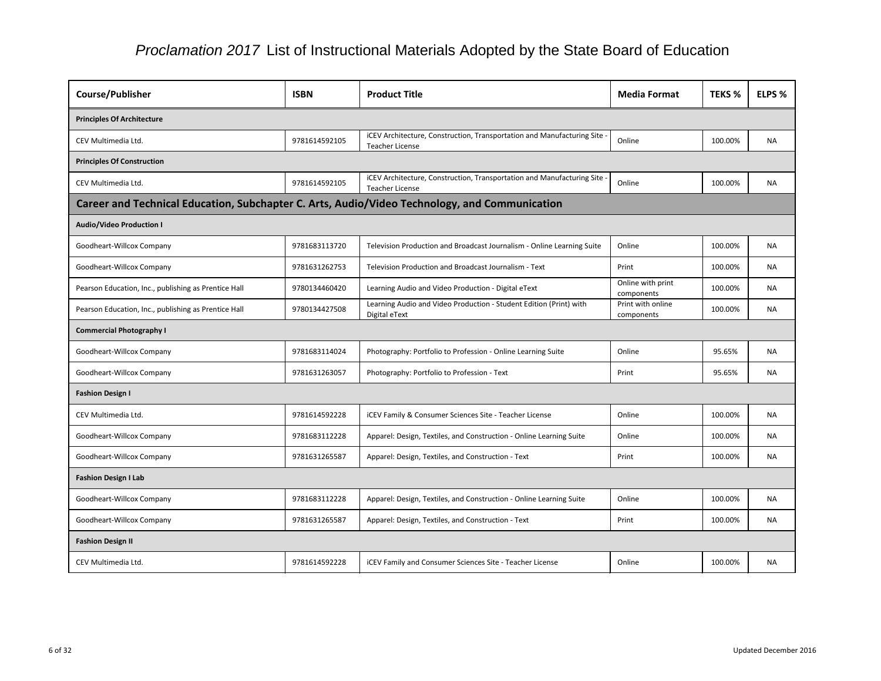# *Proclamation 2017* List of Instructional Materials Adopted by the State Board of Education

| Course/Publisher | ISBN | Product Title | Media Format | TEKS % | ELPS % |
|---|---|---|---|---|---|
| **Principles Of Architecture** | | | | | |
| CEV Multimedia Ltd. | 9781614592105 | iCEV Architecture, Construction, Transportation and Manufacturing Site - Teacher License | Online | 100.00% | NA |
| **Principles Of Construction** | | | | | |
| CEV Multimedia Ltd. | 9781614592105 | iCEV Architecture, Construction, Transportation and Manufacturing Site - Teacher License | Online | 100.00% | NA |
| **Career and Technical Education, Subchapter C. Arts, Audio/Video Technology, and Communication** | | | | | |
| **Audio/Video Production I** | | | | | |
| Goodheart-Willcox Company | 9781683113720 | Television Production and Broadcast Journalism - Online Learning Suite | Online | 100.00% | NA |
| Goodheart-Willcox Company | 9781631262753 | Television Production and Broadcast Journalism - Text | Print | 100.00% | NA |
| Pearson Education, Inc., publishing as Prentice Hall | 9780134460420 | Learning Audio and Video Production - Digital eText | Online with print components | 100.00% | NA |
| Pearson Education, Inc., publishing as Prentice Hall | 9780134427508 | Learning Audio and Video Production - Student Edition (Print) with Digital eText | Print with online components | 100.00% | NA |
| **Commercial Photography I** | | | | | |
| Goodheart-Willcox Company | 9781683114024 | Photography: Portfolio to Profession - Online Learning Suite | Online | 95.65% | NA |
| Goodheart-Willcox Company | 9781631263057 | Photography: Portfolio to Profession - Text | Print | 95.65% | NA |
| **Fashion Design I** | | | | | |
| CEV Multimedia Ltd. | 9781614592228 | iCEV Family & Consumer Sciences Site - Teacher License | Online | 100.00% | NA |
| Goodheart-Willcox Company | 9781683112228 | Apparel: Design, Textiles, and Construction - Online Learning Suite | Online | 100.00% | NA |
| Goodheart-Willcox Company | 9781631265587 | Apparel: Design, Textiles, and Construction - Text | Print | 100.00% | NA |
| **Fashion Design I Lab** | | | | | |
| Goodheart-Willcox Company | 9781683112228 | Apparel: Design, Textiles, and Construction - Online Learning Suite | Online | 100.00% | NA |
| Goodheart-Willcox Company | 9781631265587 | Apparel: Design, Textiles, and Construction - Text | Print | 100.00% | NA |
| **Fashion Design II** | | | | | |
| CEV Multimedia Ltd. | 9781614592228 | iCEV Family and Consumer Sciences Site - Teacher License | Online | 100.00% | NA |

Updated December 2016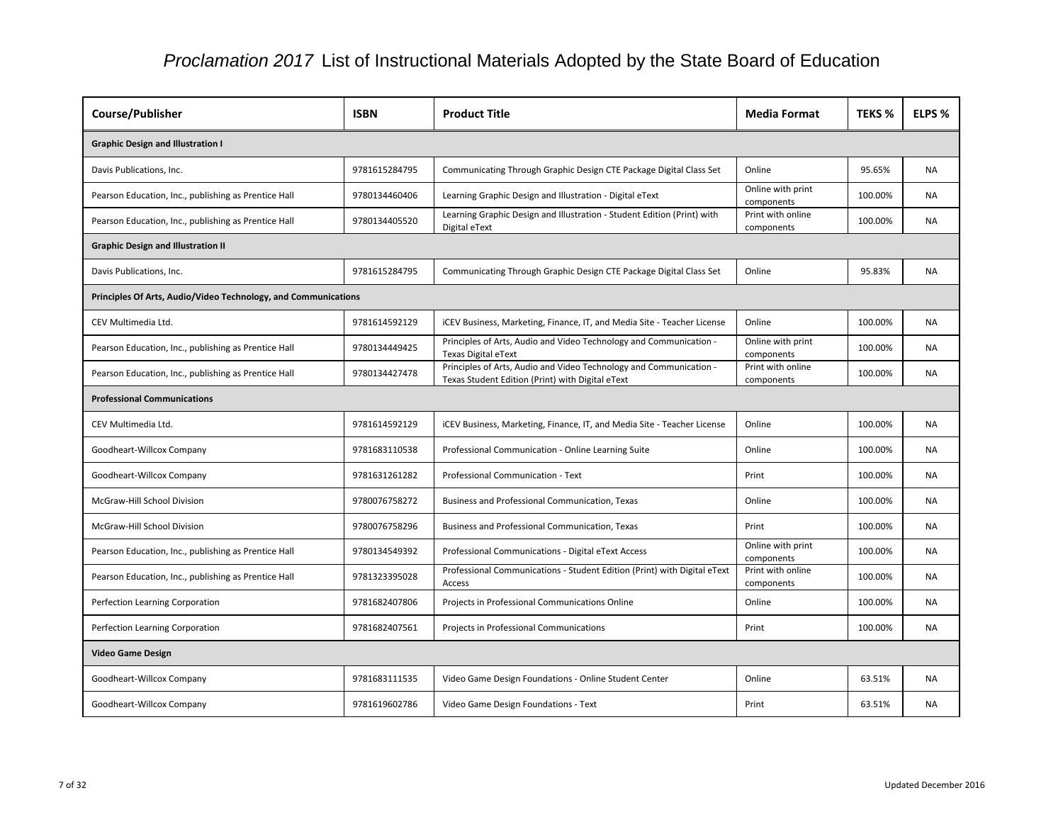# *Proclamation 2017* List of Instructional Materials Adopted by the State Board of Education

| Course/Publisher | ISBN | Product Title | Media Format | TEKS % | ELPS % |
|---|---|---|---|---|---|
| **Graphic Design and Illustration I** | | | | | |
| Davis Publications, Inc. | 9781615284795 | Communicating Through Graphic Design CTE Package Digital Class Set | Online | 95.65% | NA |
| Pearson Education, Inc., publishing as Prentice Hall | 9780134460406 | Learning Graphic Design and Illustration - Digital eText | Online with print components | 100.00% | NA |
| Pearson Education, Inc., publishing as Prentice Hall | 9780134405520 | Learning Graphic Design and Illustration - Student Edition (Print) with Digital eText | Print with online components | 100.00% | NA |
| **Graphic Design and Illustration II** | | | | | |
| Davis Publications, Inc. | 9781615284795 | Communicating Through Graphic Design CTE Package Digital Class Set | Online | 95.83% | NA |
| **Principles Of Arts, Audio/Video Technology, and Communications** | | | | | |
| CEV Multimedia Ltd. | 9781614592129 | iCEV Business, Marketing, Finance, IT, and Media Site - Teacher License | Online | 100.00% | NA |
| Pearson Education, Inc., publishing as Prentice Hall | 9780134449425 | Principles of Arts, Audio and Video Technology and Communication - Texas Digital eText | Online with print components | 100.00% | NA |
| Pearson Education, Inc., publishing as Prentice Hall | 9780134427478 | Principles of Arts, Audio and Video Technology and Communication - Texas Student Edition (Print) with Digital eText | Print with online components | 100.00% | NA |
| **Professional Communications** | | | | | |
| CEV Multimedia Ltd. | 9781614592129 | iCEV Business, Marketing, Finance, IT, and Media Site - Teacher License | Online | 100.00% | NA |
| Goodheart-Willcox Company | 9781683110538 | Professional Communication - Online Learning Suite | Online | 100.00% | NA |
| Goodheart-Willcox Company | 9781631261282 | Professional Communication - Text | Print | 100.00% | NA |
| McGraw-Hill School Division | 9780076758272 | Business and Professional Communication, Texas | Online | 100.00% | NA |
| McGraw-Hill School Division | 9780076758296 | Business and Professional Communication, Texas | Print | 100.00% | NA |
| Pearson Education, Inc., publishing as Prentice Hall | 9780134549392 | Professional Communications - Digital eText Access | Online with print components | 100.00% | NA |
| Pearson Education, Inc., publishing as Prentice Hall | 9781323395028 | Professional Communications - Student Edition (Print) with Digital eText Access | Print with online components | 100.00% | NA |
| Perfection Learning Corporation | 9781682407806 | Projects in Professional Communications Online | Online | 100.00% | NA |
| Perfection Learning Corporation | 9781682407561 | Projects in Professional Communications | Print | 100.00% | NA |
| **Video Game Design** | | | | | |
| Goodheart-Willcox Company | 9781683111535 | Video Game Design Foundations - Online Student Center | Online | 63.51% | NA |
| Goodheart-Willcox Company | 9781619602786 | Video Game Design Foundations - Text | Print | 63.51% | NA |

Updated December 2016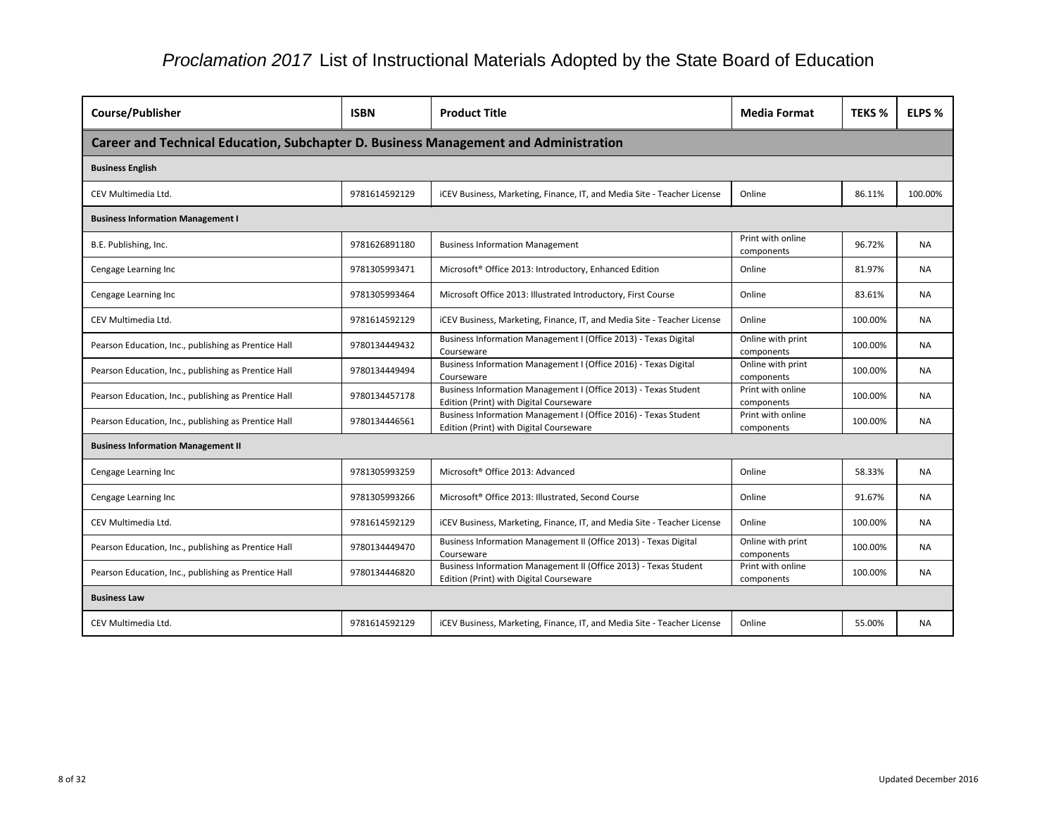# *Proclamation 2017* List of Instructional Materials Adopted by the State Board of Education

| Course/Publisher | ISBN | Product Title | Media Format | TEKS % | ELPS % |
|---|---|---|---|---|---|
| **Career and Technical Education, Subchapter D. Business Management and Administration** | | | | | |
| **Business English** | | | | | |
| CEV Multimedia Ltd. | 9781614592129 | iCEV Business, Marketing, Finance, IT, and Media Site - Teacher License | Online | 86.11% | 100.00% |
| **Business Information Management I** | | | | | |
| B.E. Publishing, Inc. | 9781626891180 | Business Information Management | Print with online components | 96.72% | NA |
| Cengage Learning Inc | 9781305993471 | Microsoft® Office 2013: Introductory, Enhanced Edition | Online | 81.97% | NA |
| Cengage Learning Inc | 9781305993464 | Microsoft Office 2013: Illustrated Introductory, First Course | Online | 83.61% | NA |
| CEV Multimedia Ltd. | 9781614592129 | iCEV Business, Marketing, Finance, IT, and Media Site - Teacher License | Online | 100.00% | NA |
| Pearson Education, Inc., publishing as Prentice Hall | 9780134449432 | Business Information Management I (Office 2013) - Texas Digital Courseware | Online with print components | 100.00% | NA |
| Pearson Education, Inc., publishing as Prentice Hall | 9780134449494 | Business Information Management I (Office 2016) - Texas Digital Courseware | Online with print components | 100.00% | NA |
| Pearson Education, Inc., publishing as Prentice Hall | 9780134457178 | Business Information Management I (Office 2013) - Texas Student Edition (Print) with Digital Courseware | Print with online components | 100.00% | NA |
| Pearson Education, Inc., publishing as Prentice Hall | 9780134446561 | Business Information Management I (Office 2016) - Texas Student Edition (Print) with Digital Courseware | Print with online components | 100.00% | NA |
| **Business Information Management II** | | | | | |
| Cengage Learning Inc | 9781305993259 | Microsoft® Office 2013: Advanced | Online | 58.33% | NA |
| Cengage Learning Inc | 9781305993266 | Microsoft® Office 2013: Illustrated, Second Course | Online | 91.67% | NA |
| CEV Multimedia Ltd. | 9781614592129 | iCEV Business, Marketing, Finance, IT, and Media Site - Teacher License | Online | 100.00% | NA |
| Pearson Education, Inc., publishing as Prentice Hall | 9780134449470 | Business Information Management II (Office 2013) - Texas Digital Courseware | Online with print components | 100.00% | NA |
| Pearson Education, Inc., publishing as Prentice Hall | 9780134446820 | Business Information Management II (Office 2013) - Texas Student Edition (Print) with Digital Courseware | Print with online components | 100.00% | NA |
| **Business Law** | | | | | |
| CEV Multimedia Ltd. | 9781614592129 | iCEV Business, Marketing, Finance, IT, and Media Site - Teacher License | Online | 55.00% | NA |

Updated December 2016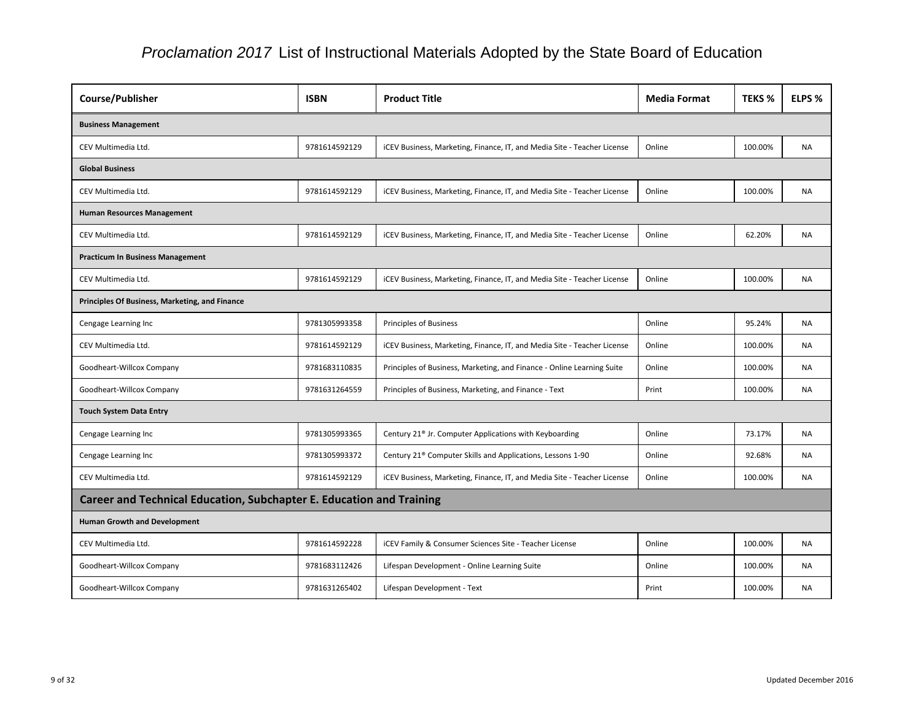# *Proclamation 2017* List of Instructional Materials Adopted by the State Board of Education

| Course/Publisher | ISBN | Product Title | Media Format | TEKS % | ELPS % |
|---|---|---|---|---|---|
| **Business Management** | | | | | |
| CEV Multimedia Ltd. | 9781614592129 | iCEV Business, Marketing, Finance, IT, and Media Site - Teacher License | Online | 100.00% | NA |
| **Global Business** | | | | | |
| CEV Multimedia Ltd. | 9781614592129 | iCEV Business, Marketing, Finance, IT, and Media Site - Teacher License | Online | 100.00% | NA |
| **Human Resources Management** | | | | | |
| CEV Multimedia Ltd. | 9781614592129 | iCEV Business, Marketing, Finance, IT, and Media Site - Teacher License | Online | 62.20% | NA |
| **Practicum In Business Management** | | | | | |
| CEV Multimedia Ltd. | 9781614592129 | iCEV Business, Marketing, Finance, IT, and Media Site - Teacher License | Online | 100.00% | NA |
| **Principles Of Business, Marketing, and Finance** | | | | | |
| Cengage Learning Inc | 9781305993358 | Principles of Business | Online | 95.24% | NA |
| CEV Multimedia Ltd. | 9781614592129 | iCEV Business, Marketing, Finance, IT, and Media Site - Teacher License | Online | 100.00% | NA |
| Goodheart-Willcox Company | 9781683110835 | Principles of Business, Marketing, and Finance - Online Learning Suite | Online | 100.00% | NA |
| Goodheart-Willcox Company | 9781631264559 | Principles of Business, Marketing, and Finance - Text | Print | 100.00% | NA |
| **Touch System Data Entry** | | | | | |
| Cengage Learning Inc | 9781305993365 | Century 21® Jr. Computer Applications with Keyboarding | Online | 73.17% | NA |
| Cengage Learning Inc | 9781305993372 | Century 21® Computer Skills and Applications, Lessons 1-90 | Online | 92.68% | NA |
| CEV Multimedia Ltd. | 9781614592129 | iCEV Business, Marketing, Finance, IT, and Media Site - Teacher License | Online | 100.00% | NA |
| **Career and Technical Education, Subchapter E. Education and Training** | | | | | |
| **Human Growth and Development** | | | | | |
| CEV Multimedia Ltd. | 9781614592228 | iCEV Family & Consumer Sciences Site - Teacher License | Online | 100.00% | NA |
| Goodheart-Willcox Company | 9781683112426 | Lifespan Development - Online Learning Suite | Online | 100.00% | NA |
| Goodheart-Willcox Company | 9781631265402 | Lifespan Development - Text | Print | 100.00% | NA |

Updated December 2016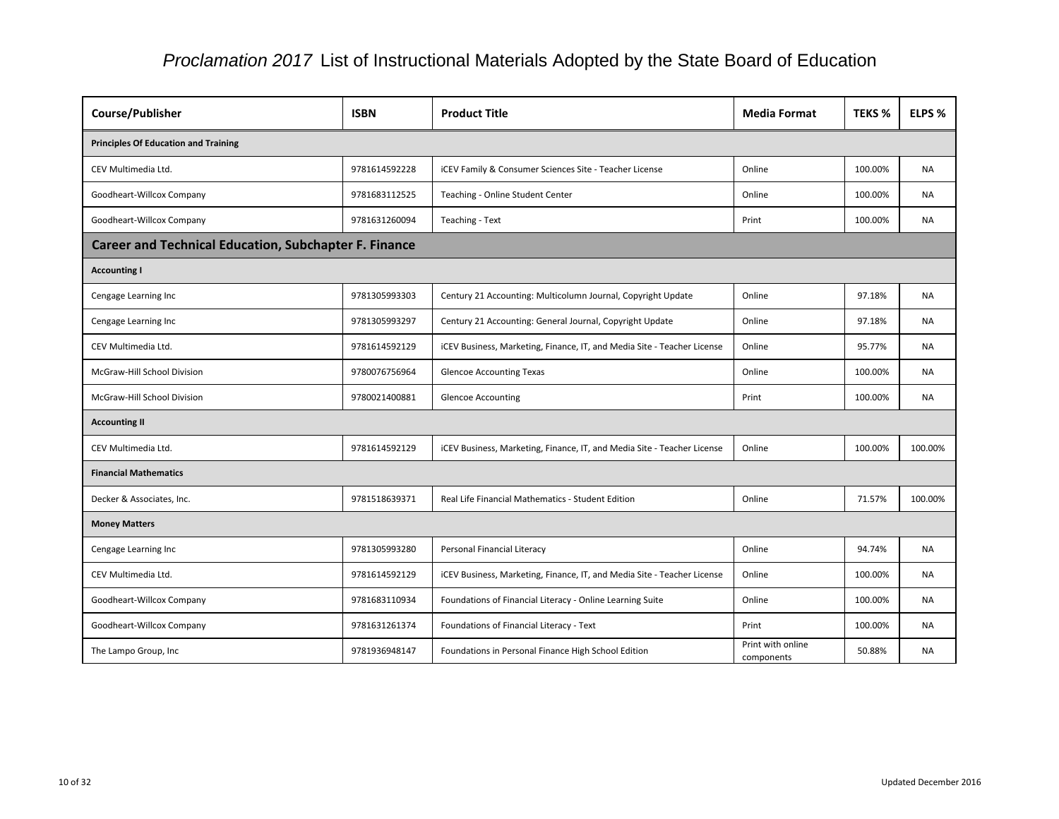# *Proclamation 2017* List of Instructional Materials Adopted by the State Board of Education

| Course/Publisher | ISBN | Product Title | Media Format | TEKS % | ELPS % |
|---|---|---|---|---|---|
| **Principles Of Education and Training** | | | | | |
| CEV Multimedia Ltd. | 9781614592228 | iCEV Family & Consumer Sciences Site - Teacher License | Online | 100.00% | NA |
| Goodheart-Willcox Company | 9781683112525 | Teaching - Online Student Center | Online | 100.00% | NA |
| Goodheart-Willcox Company | 9781631260094 | Teaching - Text | Print | 100.00% | NA |
| **Career and Technical Education, Subchapter F. Finance** | | | | | |
| **Accounting I** | | | | | |
| Cengage Learning Inc | 9781305993303 | Century 21 Accounting: Multicolumn Journal, Copyright Update | Online | 97.18% | NA |
| Cengage Learning Inc | 9781305993297 | Century 21 Accounting: General Journal, Copyright Update | Online | 97.18% | NA |
| CEV Multimedia Ltd. | 9781614592129 | iCEV Business, Marketing, Finance, IT, and Media Site - Teacher License | Online | 95.77% | NA |
| McGraw-Hill School Division | 9780076756964 | Glencoe Accounting Texas | Online | 100.00% | NA |
| McGraw-Hill School Division | 9780021400881 | Glencoe Accounting | Print | 100.00% | NA |
| **Accounting II** | | | | | |
| CEV Multimedia Ltd. | 9781614592129 | iCEV Business, Marketing, Finance, IT, and Media Site - Teacher License | Online | 100.00% | 100.00% |
| **Financial Mathematics** | | | | | |
| Decker & Associates, Inc. | 9781518639371 | Real Life Financial Mathematics - Student Edition | Online | 71.57% | 100.00% |
| **Money Matters** | | | | | |
| Cengage Learning Inc | 9781305993280 | Personal Financial Literacy | Online | 94.74% | NA |
| CEV Multimedia Ltd. | 9781614592129 | iCEV Business, Marketing, Finance, IT, and Media Site - Teacher License | Online | 100.00% | NA |
| Goodheart-Willcox Company | 9781683110934 | Foundations of Financial Literacy - Online Learning Suite | Online | 100.00% | NA |
| Goodheart-Willcox Company | 9781631261374 | Foundations of Financial Literacy - Text | Print | 100.00% | NA |
| The Lampo Group, Inc | 9781936948147 | Foundations in Personal Finance High School Edition | Print with online components | 50.88% | NA |

Updated December 2016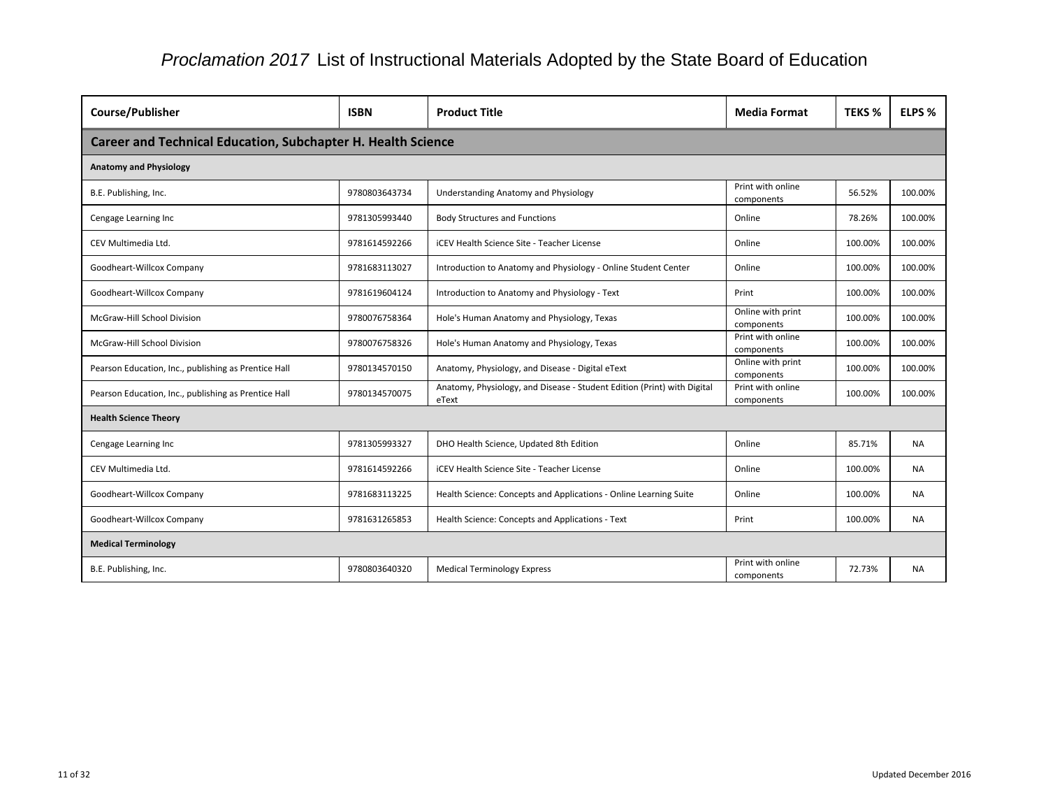# *Proclamation 2017* List of Instructional Materials Adopted by the State Board of Education

| Course/Publisher | ISBN | Product Title | Media Format | TEKS % | ELPS % |
|---|---|---|---|---|---|
| **Career and Technical Education, Subchapter H. Health Science** | | | | | |
| **Anatomy and Physiology** | | | | | |
| B.E. Publishing, Inc. | 9780803643734 | Understanding Anatomy and Physiology | Print with online components | 56.52% | 100.00% |
| Cengage Learning Inc | 9781305993440 | Body Structures and Functions | Online | 78.26% | 100.00% |
| CEV Multimedia Ltd. | 9781614592266 | iCEV Health Science Site - Teacher License | Online | 100.00% | 100.00% |
| Goodheart-Willcox Company | 9781683113027 | Introduction to Anatomy and Physiology - Online Student Center | Online | 100.00% | 100.00% |
| Goodheart-Willcox Company | 9781619604124 | Introduction to Anatomy and Physiology - Text | Print | 100.00% | 100.00% |
| McGraw-Hill School Division | 9780076758364 | Hole's Human Anatomy and Physiology, Texas | Online with print components | 100.00% | 100.00% |
| McGraw-Hill School Division | 9780076758326 | Hole's Human Anatomy and Physiology, Texas | Print with online components | 100.00% | 100.00% |
| Pearson Education, Inc., publishing as Prentice Hall | 9780134570150 | Anatomy, Physiology, and Disease - Digital eText | Online with print components | 100.00% | 100.00% |
| Pearson Education, Inc., publishing as Prentice Hall | 9780134570075 | Anatomy, Physiology, and Disease - Student Edition (Print) with Digital eText | Print with online components | 100.00% | 100.00% |
| **Health Science Theory** | | | | | |
| Cengage Learning Inc | 9781305993327 | DHO Health Science, Updated 8th Edition | Online | 85.71% | NA |
| CEV Multimedia Ltd. | 9781614592266 | iCEV Health Science Site - Teacher License | Online | 100.00% | NA |
| Goodheart-Willcox Company | 9781683113225 | Health Science: Concepts and Applications - Online Learning Suite | Online | 100.00% | NA |
| Goodheart-Willcox Company | 9781631265853 | Health Science: Concepts and Applications - Text | Print | 100.00% | NA |
| **Medical Terminology** | | | | | |
| B.E. Publishing, Inc. | 9780803640320 | Medical Terminology Express | Print with online components | 72.73% | NA |

Updated December 2016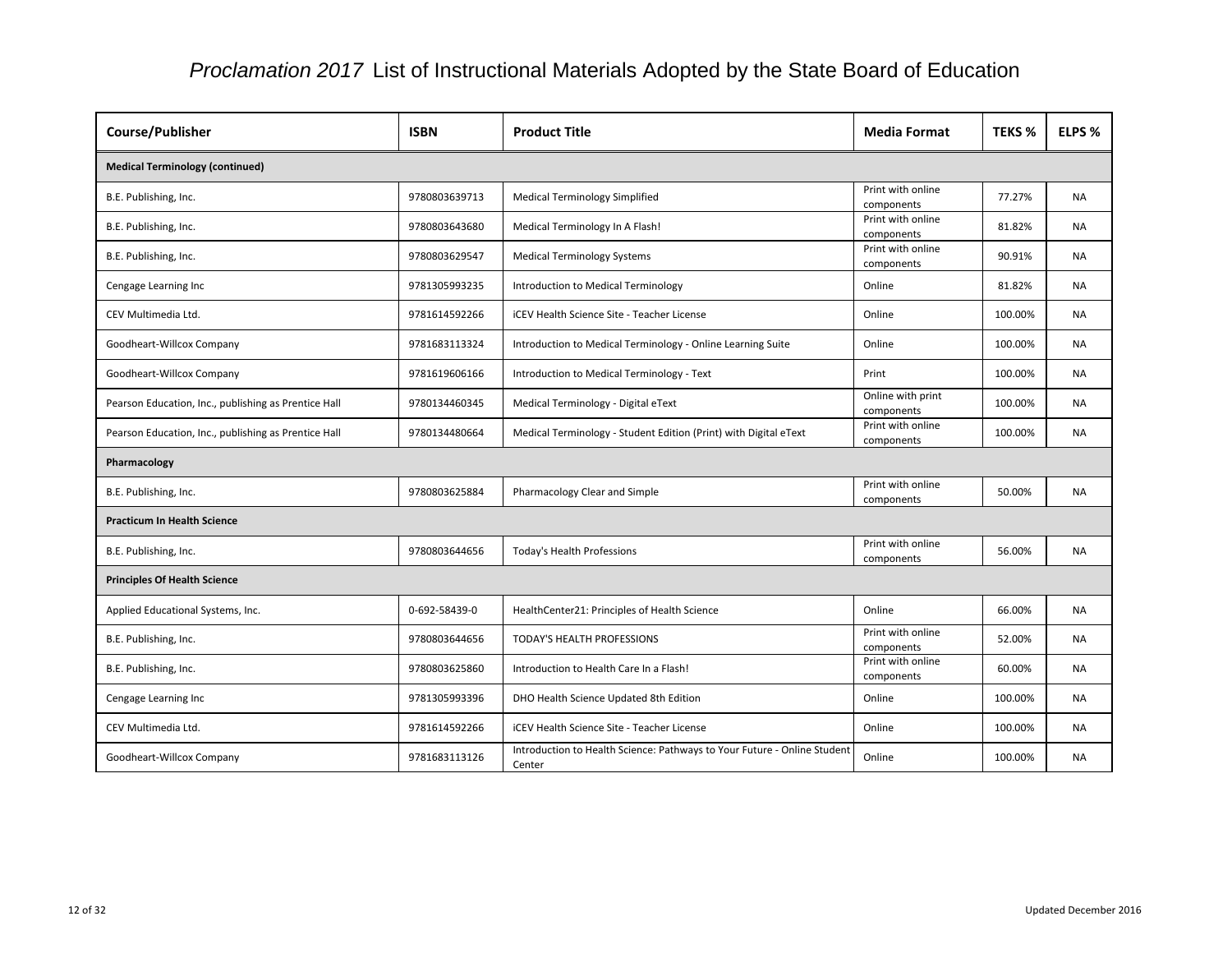# *Proclamation 2017* List of Instructional Materials Adopted by the State Board of Education

| Course/Publisher | ISBN | Product Title | Media Format | TEKS % | ELPS % |
|---|---|---|---|---|---|
| **Medical Terminology (continued)** | | | | | |
| B.E. Publishing, Inc. | 9780803639713 | Medical Terminology Simplified | Print with online components | 77.27% | NA |
| B.E. Publishing, Inc. | 9780803643680 | Medical Terminology In A Flash! | Print with online components | 81.82% | NA |
| B.E. Publishing, Inc. | 9780803629547 | Medical Terminology Systems | Print with online components | 90.91% | NA |
| Cengage Learning Inc | 9781305993235 | Introduction to Medical Terminology | Online | 81.82% | NA |
| CEV Multimedia Ltd. | 9781614592266 | iCEV Health Science Site - Teacher License | Online | 100.00% | NA |
| Goodheart-Willcox Company | 9781683113324 | Introduction to Medical Terminology - Online Learning Suite | Online | 100.00% | NA |
| Goodheart-Willcox Company | 9781619606166 | Introduction to Medical Terminology - Text | Print | 100.00% | NA |
| Pearson Education, Inc., publishing as Prentice Hall | 9780134460345 | Medical Terminology - Digital eText | Online with print components | 100.00% | NA |
| Pearson Education, Inc., publishing as Prentice Hall | 9780134480664 | Medical Terminology - Student Edition (Print) with Digital eText | Print with online components | 100.00% | NA |
| **Pharmacology** | | | | | |
| B.E. Publishing, Inc. | 9780803625884 | Pharmacology Clear and Simple | Print with online components | 50.00% | NA |
| **Practicum In Health Science** | | | | | |
| B.E. Publishing, Inc. | 9780803644656 | Today's Health Professions | Print with online components | 56.00% | NA |
| **Principles Of Health Science** | | | | | |
| Applied Educational Systems, Inc. | 0-692-58439-0 | HealthCenter21: Principles of Health Science | Online | 66.00% | NA |
| B.E. Publishing, Inc. | 9780803644656 | TODAY'S HEALTH PROFESSIONS | Print with online components | 52.00% | NA |
| B.E. Publishing, Inc. | 9780803625860 | Introduction to Health Care In a Flash! | Print with online components | 60.00% | NA |
| Cengage Learning Inc | 9781305993396 | DHO Health Science Updated 8th Edition | Online | 100.00% | NA |
| CEV Multimedia Ltd. | 9781614592266 | iCEV Health Science Site - Teacher License | Online | 100.00% | NA |
| Goodheart-Willcox Company | 9781683113126 | Introduction to Health Science: Pathways to Your Future - Online Student Center | Online | 100.00% | NA |

Updated December 2016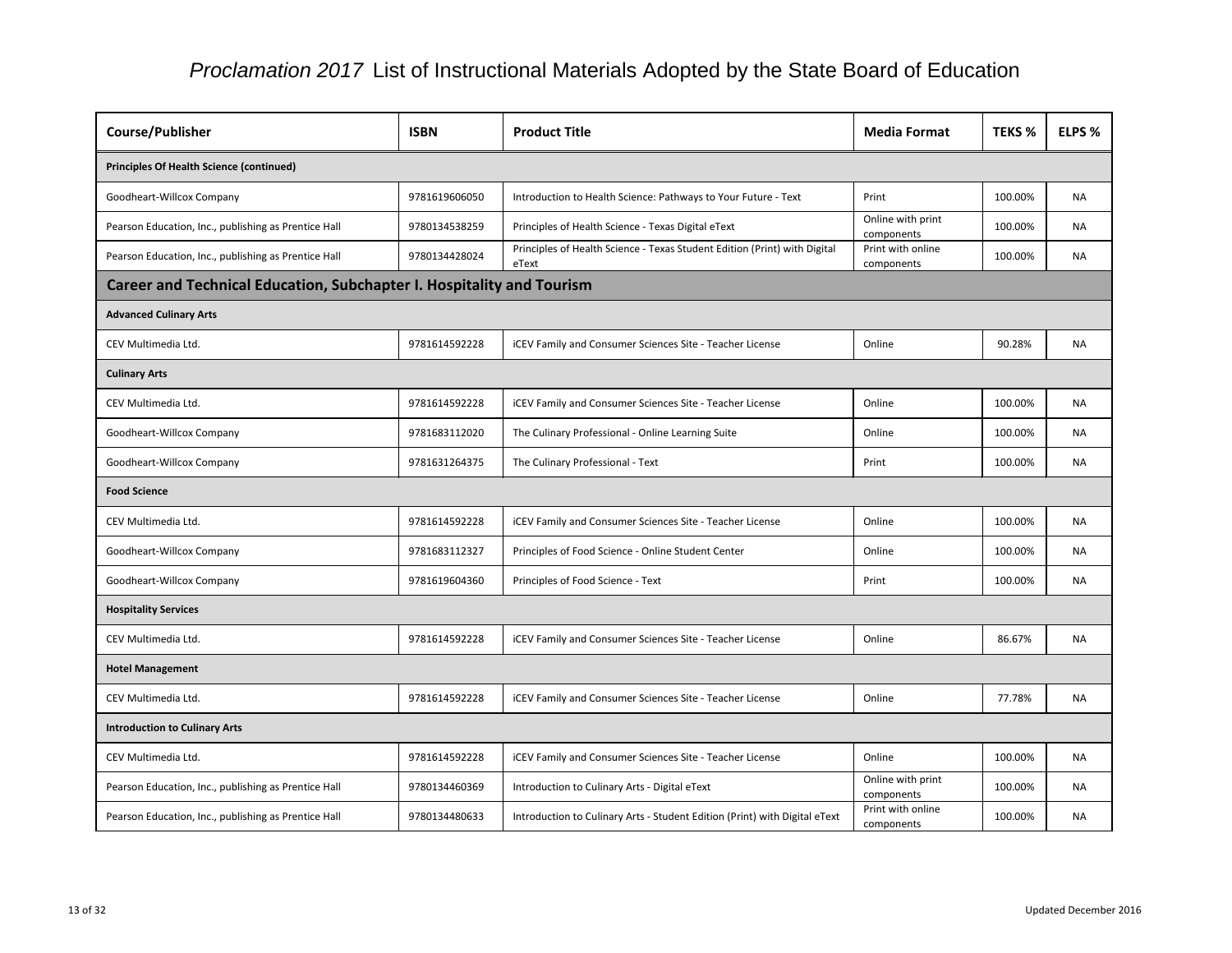# *Proclamation 2017* List of Instructional Materials Adopted by the State Board of Education

| Course/Publisher | ISBN | Product Title | Media Format | TEKS % | ELPS % |
|---|---|---|---|---|---|
| **Principles Of Health Science (continued)** | | | | | |
| Goodheart-Willcox Company | 9781619606050 | Introduction to Health Science: Pathways to Your Future - Text | Print | 100.00% | NA |
| Pearson Education, Inc., publishing as Prentice Hall | 9780134538259 | Principles of Health Science - Texas Digital eText | Online with print components | 100.00% | NA |
| Pearson Education, Inc., publishing as Prentice Hall | 9780134428024 | Principles of Health Science - Texas Student Edition (Print) with Digital eText | Print with online components | 100.00% | NA |
| **Career and Technical Education, Subchapter I. Hospitality and Tourism** | | | | | |
| **Advanced Culinary Arts** | | | | | |
| CEV Multimedia Ltd. | 9781614592228 | iCEV Family and Consumer Sciences Site - Teacher License | Online | 90.28% | NA |
| **Culinary Arts** | | | | | |
| CEV Multimedia Ltd. | 9781614592228 | iCEV Family and Consumer Sciences Site - Teacher License | Online | 100.00% | NA |
| Goodheart-Willcox Company | 9781683112020 | The Culinary Professional - Online Learning Suite | Online | 100.00% | NA |
| Goodheart-Willcox Company | 9781631264375 | The Culinary Professional - Text | Print | 100.00% | NA |
| **Food Science** | | | | | |
| CEV Multimedia Ltd. | 9781614592228 | iCEV Family and Consumer Sciences Site - Teacher License | Online | 100.00% | NA |
| Goodheart-Willcox Company | 9781683112327 | Principles of Food Science - Online Student Center | Online | 100.00% | NA |
| Goodheart-Willcox Company | 9781619604360 | Principles of Food Science - Text | Print | 100.00% | NA |
| **Hospitality Services** | | | | | |
| CEV Multimedia Ltd. | 9781614592228 | iCEV Family and Consumer Sciences Site - Teacher License | Online | 86.67% | NA |
| **Hotel Management** | | | | | |
| CEV Multimedia Ltd. | 9781614592228 | iCEV Family and Consumer Sciences Site - Teacher License | Online | 77.78% | NA |
| **Introduction to Culinary Arts** | | | | | |
| CEV Multimedia Ltd. | 9781614592228 | iCEV Family and Consumer Sciences Site - Teacher License | Online | 100.00% | NA |
| Pearson Education, Inc., publishing as Prentice Hall | 9780134460369 | Introduction to Culinary Arts - Digital eText | Online with print components | 100.00% | NA |
| Pearson Education, Inc., publishing as Prentice Hall | 9780134480633 | Introduction to Culinary Arts - Student Edition (Print) with Digital eText | Print with online components | 100.00% | NA |

Updated December 2016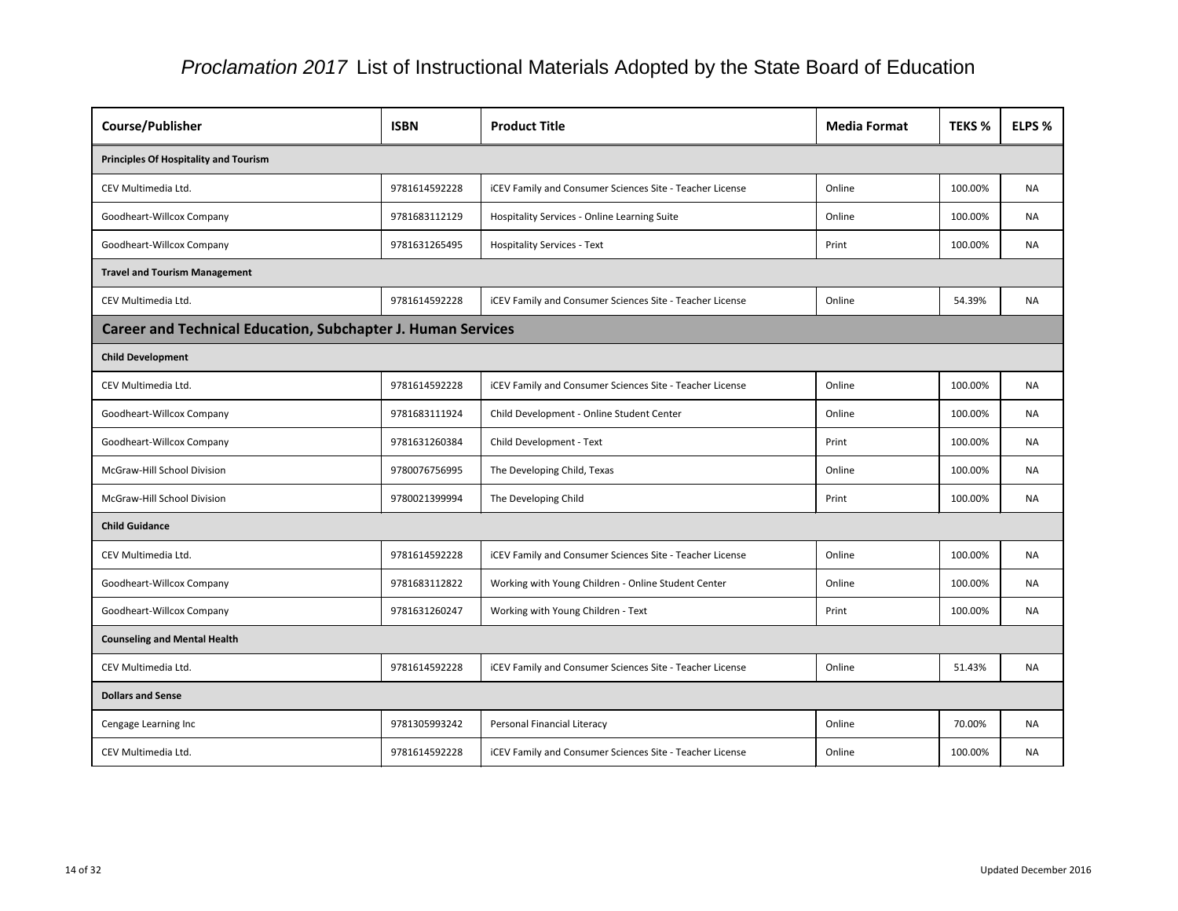# *Proclamation 2017* List of Instructional Materials Adopted by the State Board of Education

| Course/Publisher | ISBN | Product Title | Media Format | TEKS % | ELPS % |
|---|---|---|---|---|---|
| **Principles Of Hospitality and Tourism** | | | | | |
| CEV Multimedia Ltd. | 9781614592228 | iCEV Family and Consumer Sciences Site - Teacher License | Online | 100.00% | NA |
| Goodheart-Willcox Company | 9781683112129 | Hospitality Services - Online Learning Suite | Online | 100.00% | NA |
| Goodheart-Willcox Company | 9781631265495 | Hospitality Services - Text | Print | 100.00% | NA |
| **Travel and Tourism Management** | | | | | |
| CEV Multimedia Ltd. | 9781614592228 | iCEV Family and Consumer Sciences Site - Teacher License | Online | 54.39% | NA |
| **Career and Technical Education, Subchapter J. Human Services** | | | | | |
| **Child Development** | | | | | |
| CEV Multimedia Ltd. | 9781614592228 | iCEV Family and Consumer Sciences Site - Teacher License | Online | 100.00% | NA |
| Goodheart-Willcox Company | 9781683111924 | Child Development - Online Student Center | Online | 100.00% | NA |
| Goodheart-Willcox Company | 9781631260384 | Child Development - Text | Print | 100.00% | NA |
| McGraw-Hill School Division | 9780076756995 | The Developing Child, Texas | Online | 100.00% | NA |
| McGraw-Hill School Division | 9780021399994 | The Developing Child | Print | 100.00% | NA |
| **Child Guidance** | | | | | |
| CEV Multimedia Ltd. | 9781614592228 | iCEV Family and Consumer Sciences Site - Teacher License | Online | 100.00% | NA |
| Goodheart-Willcox Company | 9781683112822 | Working with Young Children - Online Student Center | Online | 100.00% | NA |
| Goodheart-Willcox Company | 9781631260247 | Working with Young Children - Text | Print | 100.00% | NA |
| **Counseling and Mental Health** | | | | | |
| CEV Multimedia Ltd. | 9781614592228 | iCEV Family and Consumer Sciences Site - Teacher License | Online | 51.43% | NA |
| **Dollars and Sense** | | | | | |
| Cengage Learning Inc | 9781305993242 | Personal Financial Literacy | Online | 70.00% | NA |
| CEV Multimedia Ltd. | 9781614592228 | iCEV Family and Consumer Sciences Site - Teacher License | Online | 100.00% | NA |

Updated December 2016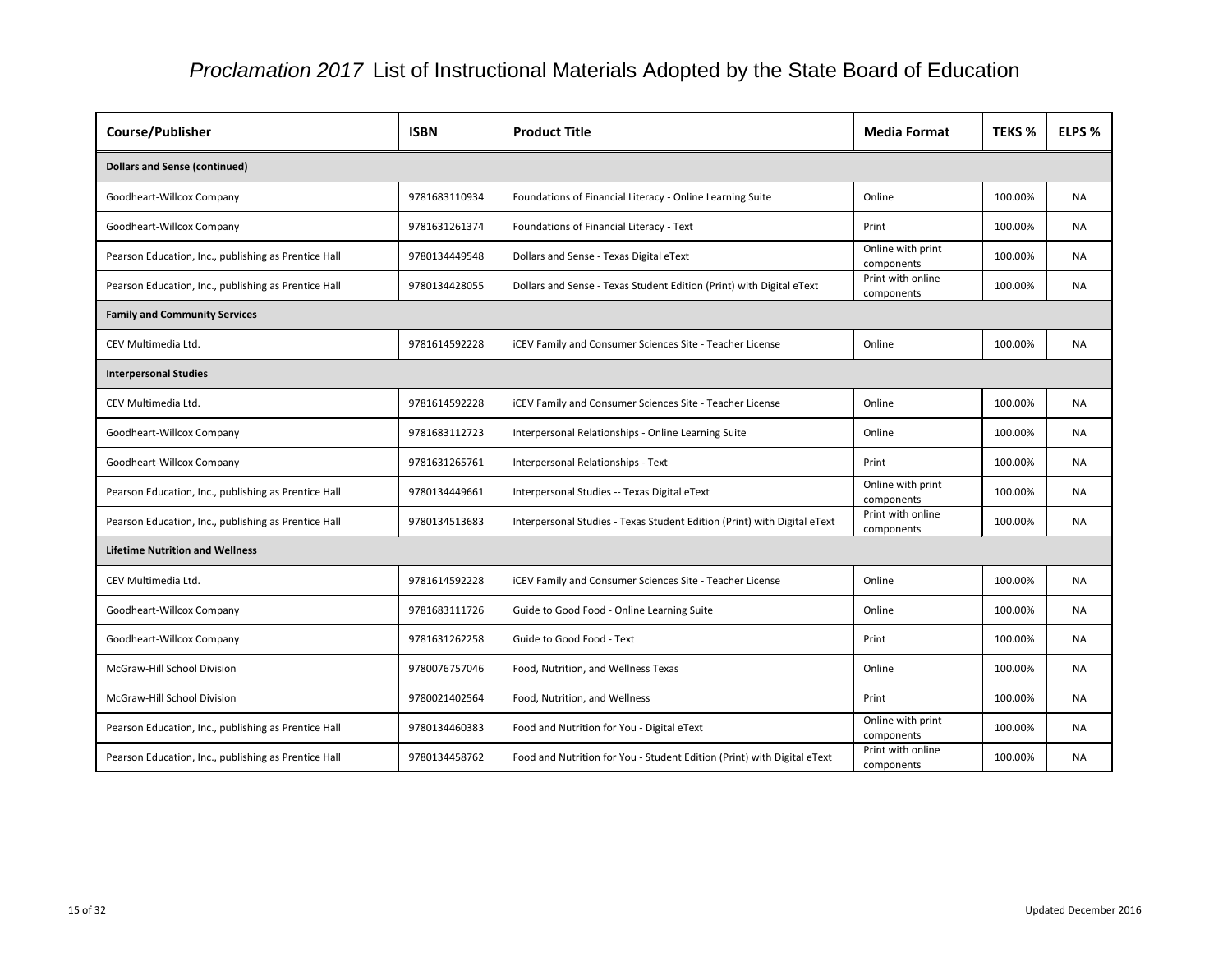# *Proclamation 2017* List of Instructional Materials Adopted by the State Board of Education

| Course/Publisher | ISBN | Product Title | Media Format | TEKS % | ELPS % |
|---|---|---|---|---|---|
| **Dollars and Sense (continued)** | | | | | |
| Goodheart-Willcox Company | 9781683110934 | Foundations of Financial Literacy - Online Learning Suite | Online | 100.00% | NA |
| Goodheart-Willcox Company | 9781631261374 | Foundations of Financial Literacy - Text | Print | 100.00% | NA |
| Pearson Education, Inc., publishing as Prentice Hall | 9780134449548 | Dollars and Sense - Texas Digital eText | Online with print components | 100.00% | NA |
| Pearson Education, Inc., publishing as Prentice Hall | 9780134428055 | Dollars and Sense - Texas Student Edition (Print) with Digital eText | Print with online components | 100.00% | NA |
| **Family and Community Services** | | | | | |
| CEV Multimedia Ltd. | 9781614592228 | iCEV Family and Consumer Sciences Site - Teacher License | Online | 100.00% | NA |
| **Interpersonal Studies** | | | | | |
| CEV Multimedia Ltd. | 9781614592228 | iCEV Family and Consumer Sciences Site - Teacher License | Online | 100.00% | NA |
| Goodheart-Willcox Company | 9781683112723 | Interpersonal Relationships - Online Learning Suite | Online | 100.00% | NA |
| Goodheart-Willcox Company | 9781631265761 | Interpersonal Relationships - Text | Print | 100.00% | NA |
| Pearson Education, Inc., publishing as Prentice Hall | 9780134449661 | Interpersonal Studies -- Texas Digital eText | Online with print components | 100.00% | NA |
| Pearson Education, Inc., publishing as Prentice Hall | 9780134513683 | Interpersonal Studies - Texas Student Edition (Print) with Digital eText | Print with online components | 100.00% | NA |
| **Lifetime Nutrition and Wellness** | | | | | |
| CEV Multimedia Ltd. | 9781614592228 | iCEV Family and Consumer Sciences Site - Teacher License | Online | 100.00% | NA |
| Goodheart-Willcox Company | 9781683111726 | Guide to Good Food - Online Learning Suite | Online | 100.00% | NA |
| Goodheart-Willcox Company | 9781631262258 | Guide to Good Food - Text | Print | 100.00% | NA |
| McGraw-Hill School Division | 9780076757046 | Food, Nutrition, and Wellness Texas | Online | 100.00% | NA |
| McGraw-Hill School Division | 9780021402564 | Food, Nutrition, and Wellness | Print | 100.00% | NA |
| Pearson Education, Inc., publishing as Prentice Hall | 9780134460383 | Food and Nutrition for You - Digital eText | Online with print components | 100.00% | NA |
| Pearson Education, Inc., publishing as Prentice Hall | 9780134458762 | Food and Nutrition for You - Student Edition (Print) with Digital eText | Print with online components | 100.00% | NA |

Updated December 2016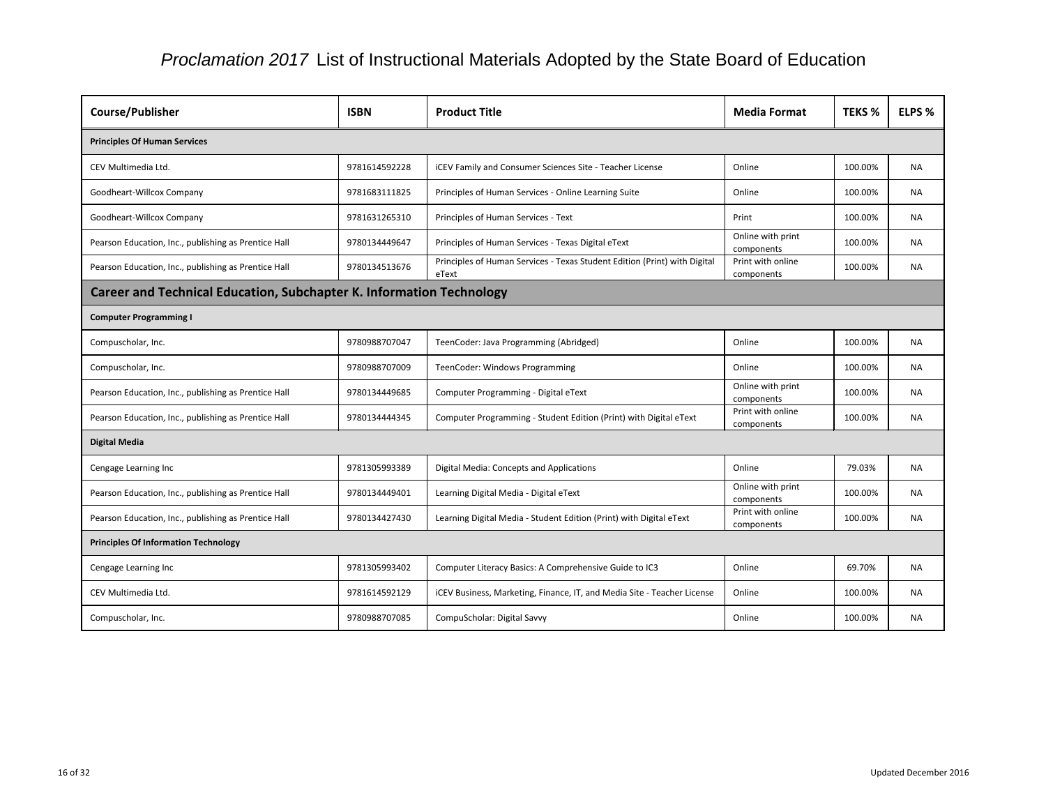# *Proclamation 2017* List of Instructional Materials Adopted by the State Board of Education

| Course/Publisher | ISBN | Product Title | Media Format | TEKS % | ELPS % |
|---|---|---|---|---|---|
| **Principles Of Human Services** | | | | | |
| CEV Multimedia Ltd. | 9781614592228 | iCEV Family and Consumer Sciences Site - Teacher License | Online | 100.00% | NA |
| Goodheart-Willcox Company | 9781683111825 | Principles of Human Services - Online Learning Suite | Online | 100.00% | NA |
| Goodheart-Willcox Company | 9781631265310 | Principles of Human Services - Text | Print | 100.00% | NA |
| Pearson Education, Inc., publishing as Prentice Hall | 9780134449647 | Principles of Human Services - Texas Digital eText | Online with print components | 100.00% | NA |
| Pearson Education, Inc., publishing as Prentice Hall | 9780134513676 | Principles of Human Services - Texas Student Edition (Print) with Digital eText | Print with online components | 100.00% | NA |
| **Career and Technical Education, Subchapter K. Information Technology** | | | | | |
| **Computer Programming I** | | | | | |
| Compuscholar, Inc. | 9780988707047 | TeenCoder: Java Programming (Abridged) | Online | 100.00% | NA |
| Compuscholar, Inc. | 9780988707009 | TeenCoder: Windows Programming | Online | 100.00% | NA |
| Pearson Education, Inc., publishing as Prentice Hall | 9780134449685 | Computer Programming - Digital eText | Online with print components | 100.00% | NA |
| Pearson Education, Inc., publishing as Prentice Hall | 9780134444345 | Computer Programming - Student Edition (Print) with Digital eText | Print with online components | 100.00% | NA |
| **Digital Media** | | | | | |
| Cengage Learning Inc | 9781305993389 | Digital Media: Concepts and Applications | Online | 79.03% | NA |
| Pearson Education, Inc., publishing as Prentice Hall | 9780134449401 | Learning Digital Media - Digital eText | Online with print components | 100.00% | NA |
| Pearson Education, Inc., publishing as Prentice Hall | 9780134427430 | Learning Digital Media - Student Edition (Print) with Digital eText | Print with online components | 100.00% | NA |
| **Principles Of Information Technology** | | | | | |
| Cengage Learning Inc | 9781305993402 | Computer Literacy Basics: A Comprehensive Guide to IC3 | Online | 69.70% | NA |
| CEV Multimedia Ltd. | 9781614592129 | iCEV Business, Marketing, Finance, IT, and Media Site - Teacher License | Online | 100.00% | NA |
| Compuscholar, Inc. | 9780988707085 | CompuScholar: Digital Savvy | Online | 100.00% | NA |

Updated December 2016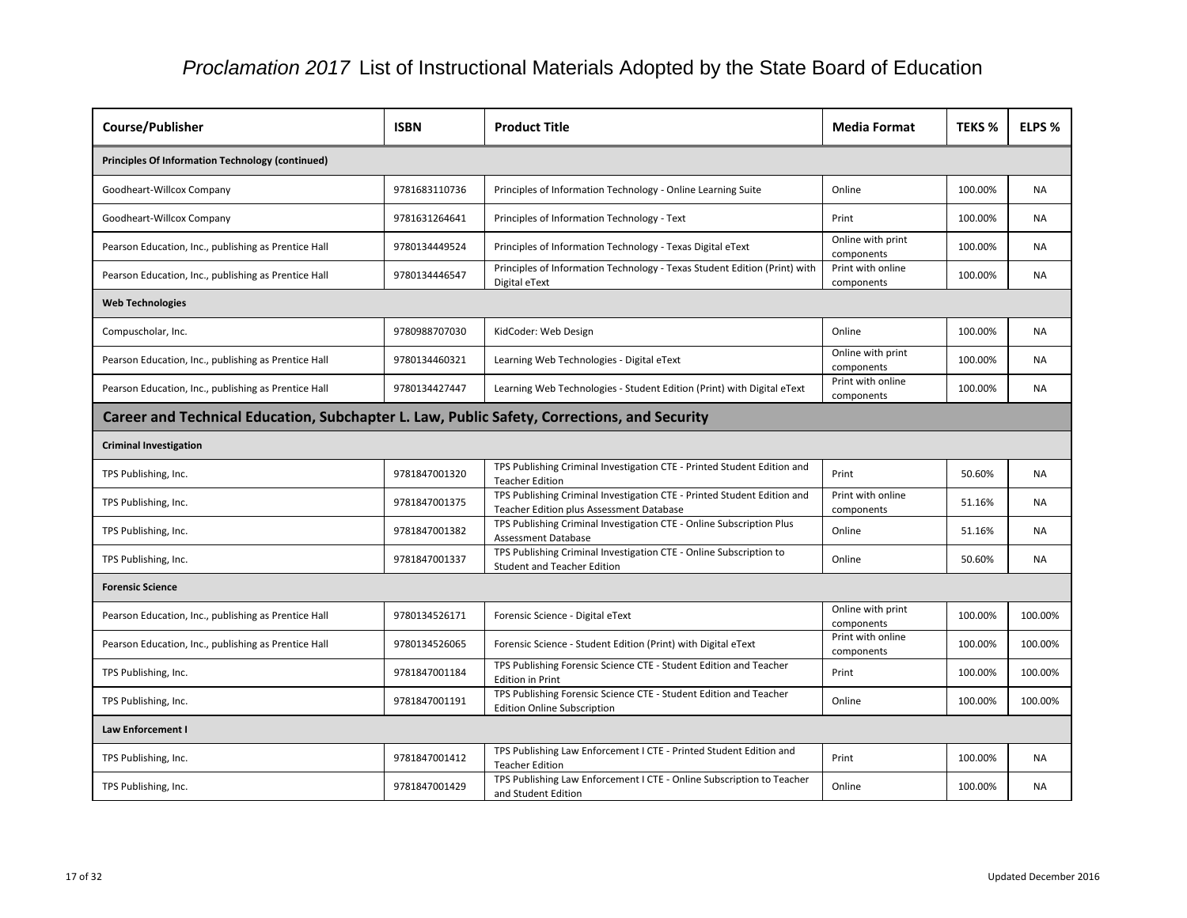# *Proclamation 2017* List of Instructional Materials Adopted by the State Board of Education

| Course/Publisher | ISBN | Product Title | Media Format | TEKS % | ELPS % |
|---|---|---|---|---|---|
| **Principles Of Information Technology (continued)** | | | | | |
| Goodheart-Willcox Company | 9781683110736 | Principles of Information Technology - Online Learning Suite | Online | 100.00% | NA |
| Goodheart-Willcox Company | 9781631264641 | Principles of Information Technology - Text | Print | 100.00% | NA |
| Pearson Education, Inc., publishing as Prentice Hall | 9780134449524 | Principles of Information Technology - Texas Digital eText | Online with print components | 100.00% | NA |
| Pearson Education, Inc., publishing as Prentice Hall | 9780134446547 | Principles of Information Technology - Texas Student Edition (Print) with Digital eText | Print with online components | 100.00% | NA |
| **Web Technologies** | | | | | |
| Compuscholar, Inc. | 9780988707030 | KidCoder: Web Design | Online | 100.00% | NA |
| Pearson Education, Inc., publishing as Prentice Hall | 9780134460321 | Learning Web Technologies - Digital eText | Online with print components | 100.00% | NA |
| Pearson Education, Inc., publishing as Prentice Hall | 9780134427447 | Learning Web Technologies - Student Edition (Print) with Digital eText | Print with online components | 100.00% | NA |
| **Career and Technical Education, Subchapter L. Law, Public Safety, Corrections, and Security** | | | | | |
| **Criminal Investigation** | | | | | |
| TPS Publishing, Inc. | 9781847001320 | TPS Publishing Criminal Investigation CTE - Printed Student Edition and Teacher Edition | Print | 50.60% | NA |
| TPS Publishing, Inc. | 9781847001375 | TPS Publishing Criminal Investigation CTE - Printed Student Edition and Teacher Edition plus Assessment Database | Print with online components | 51.16% | NA |
| TPS Publishing, Inc. | 9781847001382 | TPS Publishing Criminal Investigation CTE - Online Subscription Plus Assessment Database | Online | 51.16% | NA |
| TPS Publishing, Inc. | 9781847001337 | TPS Publishing Criminal Investigation CTE - Online Subscription to Student and Teacher Edition | Online | 50.60% | NA |
| **Forensic Science** | | | | | |
| Pearson Education, Inc., publishing as Prentice Hall | 9780134526171 | Forensic Science - Digital eText | Online with print components | 100.00% | 100.00% |
| Pearson Education, Inc., publishing as Prentice Hall | 9780134526065 | Forensic Science - Student Edition (Print) with Digital eText | Print with online components | 100.00% | 100.00% |
| TPS Publishing, Inc. | 9781847001184 | TPS Publishing Forensic Science CTE - Student Edition and Teacher Edition in Print | Print | 100.00% | 100.00% |
| TPS Publishing, Inc. | 9781847001191 | TPS Publishing Forensic Science CTE - Student Edition and Teacher Edition Online Subscription | Online | 100.00% | 100.00% |
| **Law Enforcement I** | | | | | |
| TPS Publishing, Inc. | 9781847001412 | TPS Publishing Law Enforcement I CTE - Printed Student Edition and Teacher Edition | Print | 100.00% | NA |
| TPS Publishing, Inc. | 9781847001429 | TPS Publishing Law Enforcement I CTE - Online Subscription to Teacher and Student Edition | Online | 100.00% | NA |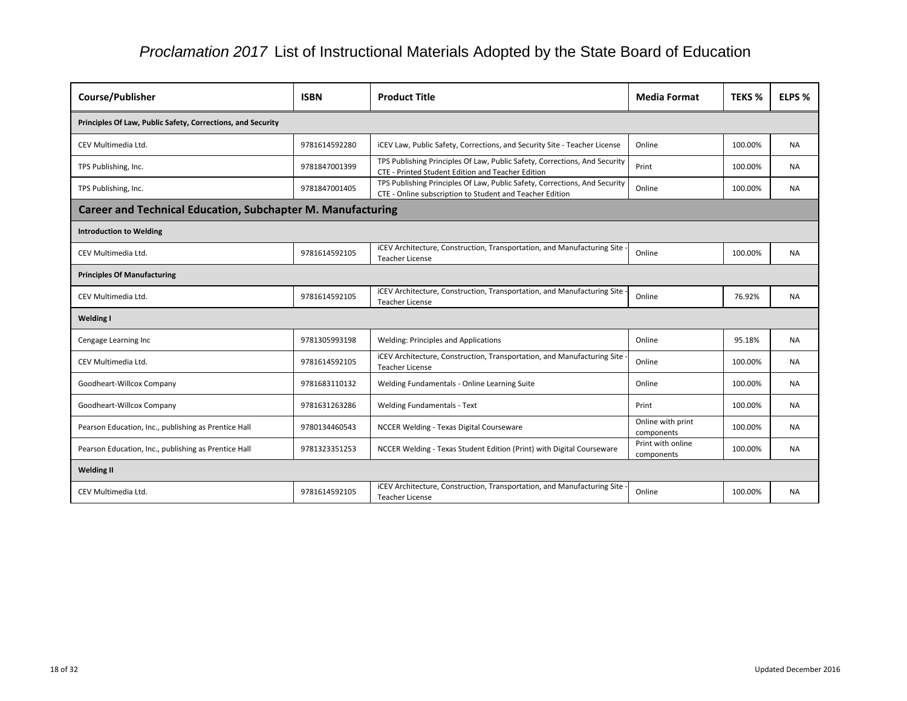# *Proclamation 2017* List of Instructional Materials Adopted by the State Board of Education

| Course/Publisher | ISBN | Product Title | Media Format | TEKS % | ELPS % |
|---|---|---|---|---|---|
| **Principles Of Law, Public Safety, Corrections, and Security** | | | | | |
| CEV Multimedia Ltd. | 9781614592280 | iCEV Law, Public Safety, Corrections, and Security Site - Teacher License | Online | 100.00% | NA |
| TPS Publishing, Inc. | 9781847001399 | TPS Publishing Principles Of Law, Public Safety, Corrections, And Security CTE - Printed Student Edition and Teacher Edition | Print | 100.00% | NA |
| TPS Publishing, Inc. | 9781847001405 | TPS Publishing Principles Of Law, Public Safety, Corrections, And Security CTE - Online subscription to Student and Teacher Edition | Online | 100.00% | NA |
| **Career and Technical Education, Subchapter M. Manufacturing** | | | | | |
| **Introduction to Welding** | | | | | |
| CEV Multimedia Ltd. | 9781614592105 | iCEV Architecture, Construction, Transportation, and Manufacturing Site - Teacher License | Online | 100.00% | NA |
| **Principles Of Manufacturing** | | | | | |
| CEV Multimedia Ltd. | 9781614592105 | iCEV Architecture, Construction, Transportation, and Manufacturing Site - Teacher License | Online | 76.92% | NA |
| **Welding I** | | | | | |
| Cengage Learning Inc | 9781305993198 | Welding: Principles and Applications | Online | 95.18% | NA |
| CEV Multimedia Ltd. | 9781614592105 | iCEV Architecture, Construction, Transportation, and Manufacturing Site - Teacher License | Online | 100.00% | NA |
| Goodheart-Willcox Company | 9781683110132 | Welding Fundamentals - Online Learning Suite | Online | 100.00% | NA |
| Goodheart-Willcox Company | 9781631263286 | Welding Fundamentals - Text | Print | 100.00% | NA |
| Pearson Education, Inc., publishing as Prentice Hall | 9780134460543 | NCCER Welding - Texas Digital Courseware | Online with print components | 100.00% | NA |
| Pearson Education, Inc., publishing as Prentice Hall | 9781323351253 | NCCER Welding - Texas Student Edition (Print) with Digital Courseware | Print with online components | 100.00% | NA |
| **Welding II** | | | | | |
| CEV Multimedia Ltd. | 9781614592105 | iCEV Architecture, Construction, Transportation, and Manufacturing Site - Teacher License | Online | 100.00% | NA |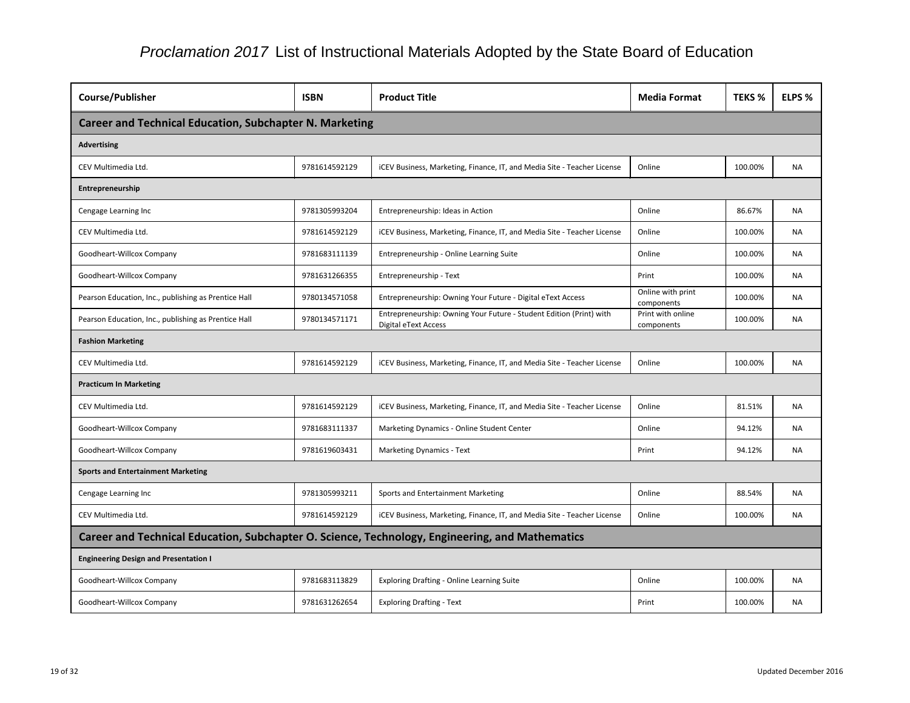# *Proclamation 2017* List of Instructional Materials Adopted by the State Board of Education

| Course/Publisher | ISBN | Product Title | Media Format | TEKS % | ELPS % |
|---|---|---|---|---|---|
| **Career and Technical Education, Subchapter N. Marketing** | | | | | |
| **Advertising** | | | | | |
| CEV Multimedia Ltd. | 9781614592129 | iCEV Business, Marketing, Finance, IT, and Media Site - Teacher License | Online | 100.00% | NA |
| **Entrepreneurship** | | | | | |
| Cengage Learning Inc | 9781305993204 | Entrepreneurship: Ideas in Action | Online | 86.67% | NA |
| CEV Multimedia Ltd. | 9781614592129 | iCEV Business, Marketing, Finance, IT, and Media Site - Teacher License | Online | 100.00% | NA |
| Goodheart-Willcox Company | 9781683111139 | Entrepreneurship - Online Learning Suite | Online | 100.00% | NA |
| Goodheart-Willcox Company | 9781631266355 | Entrepreneurship - Text | Print | 100.00% | NA |
| Pearson Education, Inc., publishing as Prentice Hall | 9780134571058 | Entrepreneurship: Owning Your Future - Digital eText Access | Online with print components | 100.00% | NA |
| Pearson Education, Inc., publishing as Prentice Hall | 9780134571171 | Entrepreneurship: Owning Your Future - Student Edition (Print) with Digital eText Access | Print with online components | 100.00% | NA |
| **Fashion Marketing** | | | | | |
| CEV Multimedia Ltd. | 9781614592129 | iCEV Business, Marketing, Finance, IT, and Media Site - Teacher License | Online | 100.00% | NA |
| **Practicum In Marketing** | | | | | |
| CEV Multimedia Ltd. | 9781614592129 | iCEV Business, Marketing, Finance, IT, and Media Site - Teacher License | Online | 81.51% | NA |
| Goodheart-Willcox Company | 9781683111337 | Marketing Dynamics - Online Student Center | Online | 94.12% | NA |
| Goodheart-Willcox Company | 9781619603431 | Marketing Dynamics - Text | Print | 94.12% | NA |
| **Sports and Entertainment Marketing** | | | | | |
| Cengage Learning Inc | 9781305993211 | Sports and Entertainment Marketing | Online | 88.54% | NA |
| CEV Multimedia Ltd. | 9781614592129 | iCEV Business, Marketing, Finance, IT, and Media Site - Teacher License | Online | 100.00% | NA |
| **Career and Technical Education, Subchapter O. Science, Technology, Engineering, and Mathematics** | | | | | |
| **Engineering Design and Presentation I** | | | | | |
| Goodheart-Willcox Company | 9781683113829 | Exploring Drafting - Online Learning Suite | Online | 100.00% | NA |
| Goodheart-Willcox Company | 9781631262654 | Exploring Drafting - Text | Print | 100.00% | NA |

Updated December 2016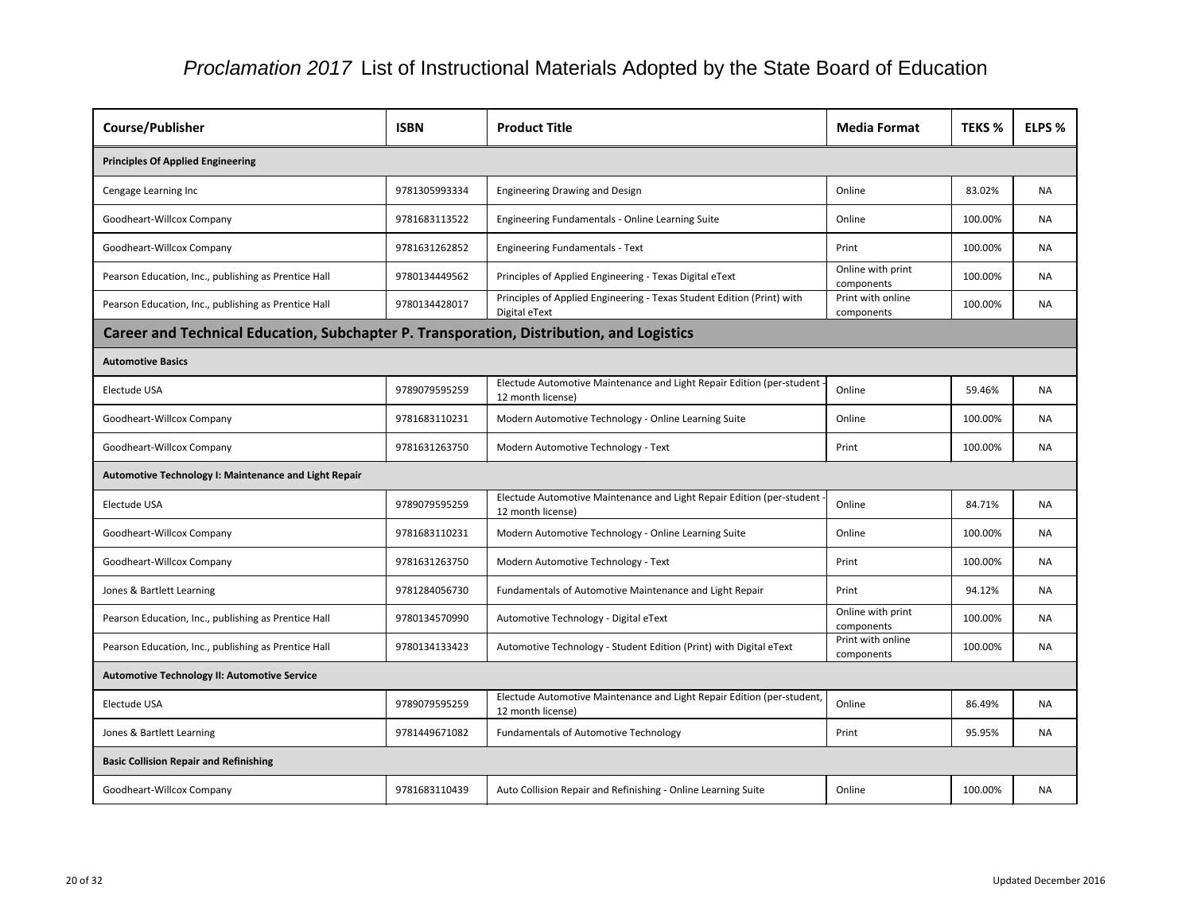# *Proclamation 2017* List of Instructional Materials Adopted by the State Board of Education

| Course/Publisher | ISBN | Product Title | Media Format | TEKS % | ELPS % |
|---|---|---|---|---|---|
| **Principles Of Applied Engineering** | | | | | |
| Cengage Learning Inc | 9781305993334 | Engineering Drawing and Design | Online | 83.02% | NA |
| Goodheart-Willcox Company | 9781683113522 | Engineering Fundamentals - Online Learning Suite | Online | 100.00% | NA |
| Goodheart-Willcox Company | 9781631262852 | Engineering Fundamentals - Text | Print | 100.00% | NA |
| Pearson Education, Inc., publishing as Prentice Hall | 9780134449562 | Principles of Applied Engineering - Texas Digital eText | Online with print components | 100.00% | NA |
| Pearson Education, Inc., publishing as Prentice Hall | 9780134428017 | Principles of Applied Engineering - Texas Student Edition (Print) with Digital eText | Print with online components | 100.00% | NA |
| **Career and Technical Education, Subchapter P. Transporation, Distribution, and Logistics** | | | | | |
| **Automotive Basics** | | | | | |
| Electude USA | 9789079595259 | Electude Automotive Maintenance and Light Repair Edition (per-student - 12 month license) | Online | 59.46% | NA |
| Goodheart-Willcox Company | 9781683110231 | Modern Automotive Technology - Online Learning Suite | Online | 100.00% | NA |
| Goodheart-Willcox Company | 9781631263750 | Modern Automotive Technology - Text | Print | 100.00% | NA |
| **Automotive Technology I: Maintenance and Light Repair** | | | | | |
| Electude USA | 9789079595259 | Electude Automotive Maintenance and Light Repair Edition (per-student - 12 month license) | Online | 84.71% | NA |
| Goodheart-Willcox Company | 9781683110231 | Modern Automotive Technology - Online Learning Suite | Online | 100.00% | NA |
| Goodheart-Willcox Company | 9781631263750 | Modern Automotive Technology - Text | Print | 100.00% | NA |
| Jones & Bartlett Learning | 9781284056730 | Fundamentals of Automotive Maintenance and Light Repair | Print | 94.12% | NA |
| Pearson Education, Inc., publishing as Prentice Hall | 9780134570990 | Automotive Technology - Digital eText | Online with print components | 100.00% | NA |
| Pearson Education, Inc., publishing as Prentice Hall | 9780134133423 | Automotive Technology - Student Edition (Print) with Digital eText | Print with online components | 100.00% | NA |
| **Automotive Technology II: Automotive Service** | | | | | |
| Electude USA | 9789079595259 | Electude Automotive Maintenance and Light Repair Edition (per-student, 12 month license) | Online | 86.49% | NA |
| Jones & Bartlett Learning | 9781449671082 | Fundamentals of Automotive Technology | Print | 95.95% | NA |
| **Basic Collision Repair and Refinishing** | | | | | |
| Goodheart-Willcox Company | 9781683110439 | Auto Collision Repair and Refinishing - Online Learning Suite | Online | 100.00% | NA |

Updated December 2016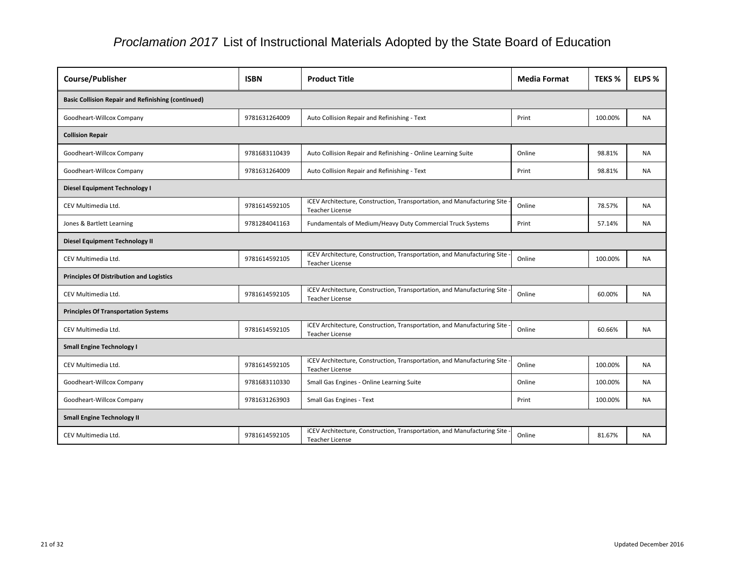# *Proclamation 2017* List of Instructional Materials Adopted by the State Board of Education

| Course/Publisher | ISBN | Product Title | Media Format | TEKS % | ELPS % |
|---|---|---|---|---|---|
| **Basic Collision Repair and Refinishing (continued)** | | | | | |
| Goodheart-Willcox Company | 9781631264009 | Auto Collision Repair and Refinishing - Text | Print | 100.00% | NA |
| **Collision Repair** | | | | | |
| Goodheart-Willcox Company | 9781683110439 | Auto Collision Repair and Refinishing - Online Learning Suite | Online | 98.81% | NA |
| Goodheart-Willcox Company | 9781631264009 | Auto Collision Repair and Refinishing - Text | Print | 98.81% | NA |
| **Diesel Equipment Technology I** | | | | | |
| CEV Multimedia Ltd. | 9781614592105 | iCEV Architecture, Construction, Transportation, and Manufacturing Site - Teacher License | Online | 78.57% | NA |
| Jones & Bartlett Learning | 9781284041163 | Fundamentals of Medium/Heavy Duty Commercial Truck Systems | Print | 57.14% | NA |
| **Diesel Equipment Technology II** | | | | | |
| CEV Multimedia Ltd. | 9781614592105 | iCEV Architecture, Construction, Transportation, and Manufacturing Site - Teacher License | Online | 100.00% | NA |
| **Principles Of Distribution and Logistics** | | | | | |
| CEV Multimedia Ltd. | 9781614592105 | iCEV Architecture, Construction, Transportation, and Manufacturing Site - Teacher License | Online | 60.00% | NA |
| **Principles Of Transportation Systems** | | | | | |
| CEV Multimedia Ltd. | 9781614592105 | iCEV Architecture, Construction, Transportation, and Manufacturing Site - Teacher License | Online | 60.66% | NA |
| **Small Engine Technology I** | | | | | |
| CEV Multimedia Ltd. | 9781614592105 | iCEV Architecture, Construction, Transportation, and Manufacturing Site - Teacher License | Online | 100.00% | NA |
| Goodheart-Willcox Company | 9781683110330 | Small Gas Engines - Online Learning Suite | Online | 100.00% | NA |
| Goodheart-Willcox Company | 9781631263903 | Small Gas Engines - Text | Print | 100.00% | NA |
| **Small Engine Technology II** | | | | | |
| CEV Multimedia Ltd. | 9781614592105 | iCEV Architecture, Construction, Transportation, and Manufacturing Site - Teacher License | Online | 81.67% | NA |

Updated December 2016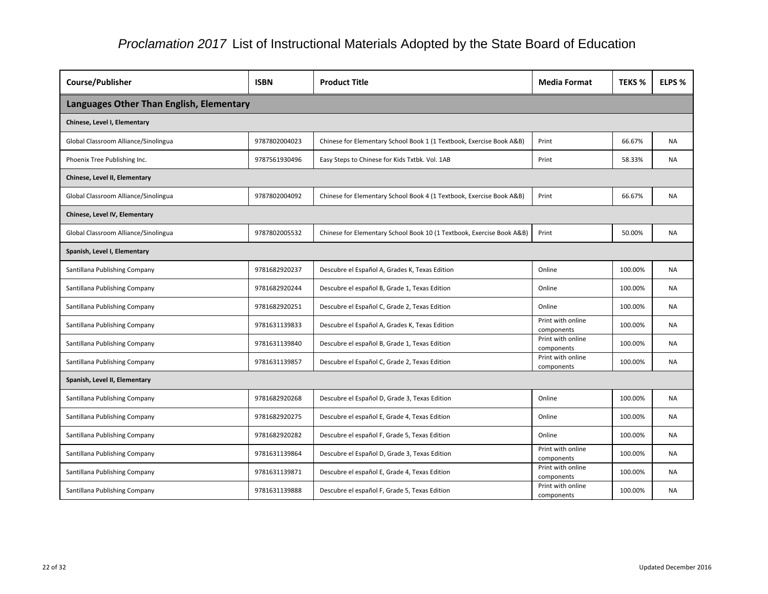# *Proclamation 2017* List of Instructional Materials Adopted by the State Board of Education

| Course/Publisher | ISBN | Product Title | Media Format | TEKS % | ELPS % |
|---|---|---|---|---|---|
| **Languages Other Than English, Elementary** | | | | | |
| **Chinese, Level I, Elementary** | | | | | |
| Global Classroom Alliance/Sinolingua | 9787802004023 | Chinese for Elementary School Book 1 (1 Textbook, Exercise Book A&B) | Print | 66.67% | NA |
| Phoenix Tree Publishing Inc. | 9787561930496 | Easy Steps to Chinese for Kids Txtbk. Vol. 1AB | Print | 58.33% | NA |
| **Chinese, Level II, Elementary** | | | | | |
| Global Classroom Alliance/Sinolingua | 9787802004092 | Chinese for Elementary School Book 4 (1 Textbook, Exercise Book A&B) | Print | 66.67% | NA |
| **Chinese, Level IV, Elementary** | | | | | |
| Global Classroom Alliance/Sinolingua | 9787802005532 | Chinese for Elementary School Book 10 (1 Textbook, Exercise Book A&B) | Print | 50.00% | NA |
| **Spanish, Level I, Elementary** | | | | | |
| Santillana Publishing Company | 9781682920237 | Descubre el Español A, Grades K, Texas Edition | Online | 100.00% | NA |
| Santillana Publishing Company | 9781682920244 | Descubre el español B, Grade 1, Texas Edition | Online | 100.00% | NA |
| Santillana Publishing Company | 9781682920251 | Descubre el Español C, Grade 2, Texas Edition | Online | 100.00% | NA |
| Santillana Publishing Company | 9781631139833 | Descubre el Español A, Grades K, Texas Edition | Print with online components | 100.00% | NA |
| Santillana Publishing Company | 9781631139840 | Descubre el español B, Grade 1, Texas Edition | Print with online components | 100.00% | NA |
| Santillana Publishing Company | 9781631139857 | Descubre el Español C, Grade 2, Texas Edition | Print with online components | 100.00% | NA |
| **Spanish, Level II, Elementary** | | | | | |
| Santillana Publishing Company | 9781682920268 | Descubre el Español D, Grade 3, Texas Edition | Online | 100.00% | NA |
| Santillana Publishing Company | 9781682920275 | Descubre el español E, Grade 4, Texas Edition | Online | 100.00% | NA |
| Santillana Publishing Company | 9781682920282 | Descubre el español F, Grade 5, Texas Edition | Online | 100.00% | NA |
| Santillana Publishing Company | 9781631139864 | Descubre el Español D, Grade 3, Texas Edition | Print with online components | 100.00% | NA |
| Santillana Publishing Company | 9781631139871 | Descubre el español E, Grade 4, Texas Edition | Print with online components | 100.00% | NA |
| Santillana Publishing Company | 9781631139888 | Descubre el español F, Grade 5, Texas Edition | Print with online components | 100.00% | NA |

Updated December 2016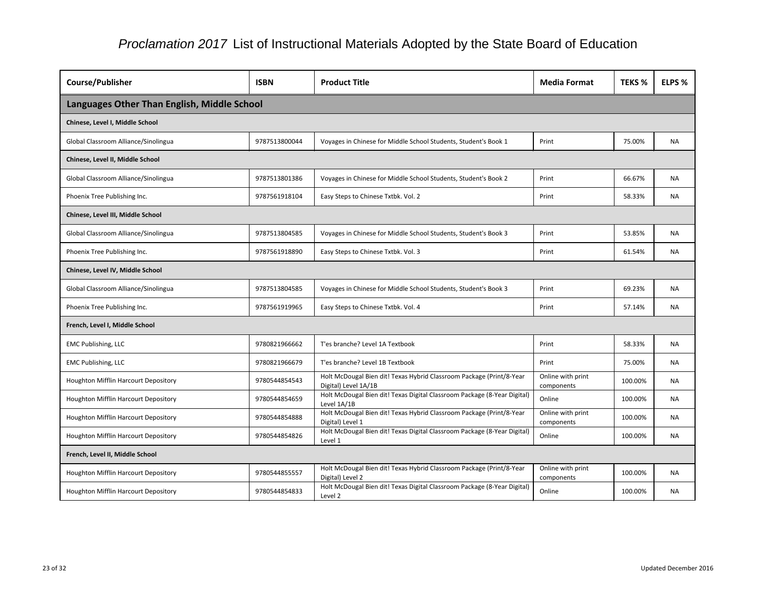# *Proclamation 2017* List of Instructional Materials Adopted by the State Board of Education

| Course/Publisher | ISBN | Product Title | Media Format | TEKS % | ELPS % |
|---|---|---|---|---|---|
| **Languages Other Than English, Middle School** | | | | | |
| **Chinese, Level I, Middle School** | | | | | |
| Global Classroom Alliance/Sinolingua | 9787513800044 | Voyages in Chinese for Middle School Students, Student's Book 1 | Print | 75.00% | NA |
| **Chinese, Level II, Middle School** | | | | | |
| Global Classroom Alliance/Sinolingua | 9787513801386 | Voyages in Chinese for Middle School Students, Student's Book 2 | Print | 66.67% | NA |
| Phoenix Tree Publishing Inc. | 9787561918104 | Easy Steps to Chinese Txtbk. Vol. 2 | Print | 58.33% | NA |
| **Chinese, Level III, Middle School** | | | | | |
| Global Classroom Alliance/Sinolingua | 9787513804585 | Voyages in Chinese for Middle School Students, Student's Book 3 | Print | 53.85% | NA |
| Phoenix Tree Publishing Inc. | 9787561918890 | Easy Steps to Chinese Txtbk. Vol. 3 | Print | 61.54% | NA |
| **Chinese, Level IV, Middle School** | | | | | |
| Global Classroom Alliance/Sinolingua | 9787513804585 | Voyages in Chinese for Middle School Students, Student's Book 3 | Print | 69.23% | NA |
| Phoenix Tree Publishing Inc. | 9787561919965 | Easy Steps to Chinese Txtbk. Vol. 4 | Print | 57.14% | NA |
| **French, Level I, Middle School** | | | | | |
| EMC Publishing, LLC | 9780821966662 | T'es branche? Level 1A Textbook | Print | 58.33% | NA |
| EMC Publishing, LLC | 9780821966679 | T'es branche? Level 1B Textbook | Print | 75.00% | NA |
| Houghton Mifflin Harcourt Depository | 9780544854543 | Holt McDougal Bien dit! Texas Hybrid Classroom Package (Print/8-Year Digital) Level 1A/1B | Online with print components | 100.00% | NA |
| Houghton Mifflin Harcourt Depository | 9780544854659 | Holt McDougal Bien dit! Texas Digital Classroom Package (8-Year Digital) Level 1A/1B | Online | 100.00% | NA |
| Houghton Mifflin Harcourt Depository | 9780544854888 | Holt McDougal Bien dit! Texas Hybrid Classroom Package (Print/8-Year Digital) Level 1 | Online with print components | 100.00% | NA |
| Houghton Mifflin Harcourt Depository | 9780544854826 | Holt McDougal Bien dit! Texas Digital Classroom Package (8-Year Digital) Level 1 | Online | 100.00% | NA |
| **French, Level II, Middle School** | | | | | |
| Houghton Mifflin Harcourt Depository | 9780544855557 | Holt McDougal Bien dit! Texas Hybrid Classroom Package (Print/8-Year Digital) Level 2 | Online with print components | 100.00% | NA |
| Houghton Mifflin Harcourt Depository | 9780544854833 | Holt McDougal Bien dit! Texas Digital Classroom Package (8-Year Digital) Level 2 | Online | 100.00% | NA |

Updated December 2016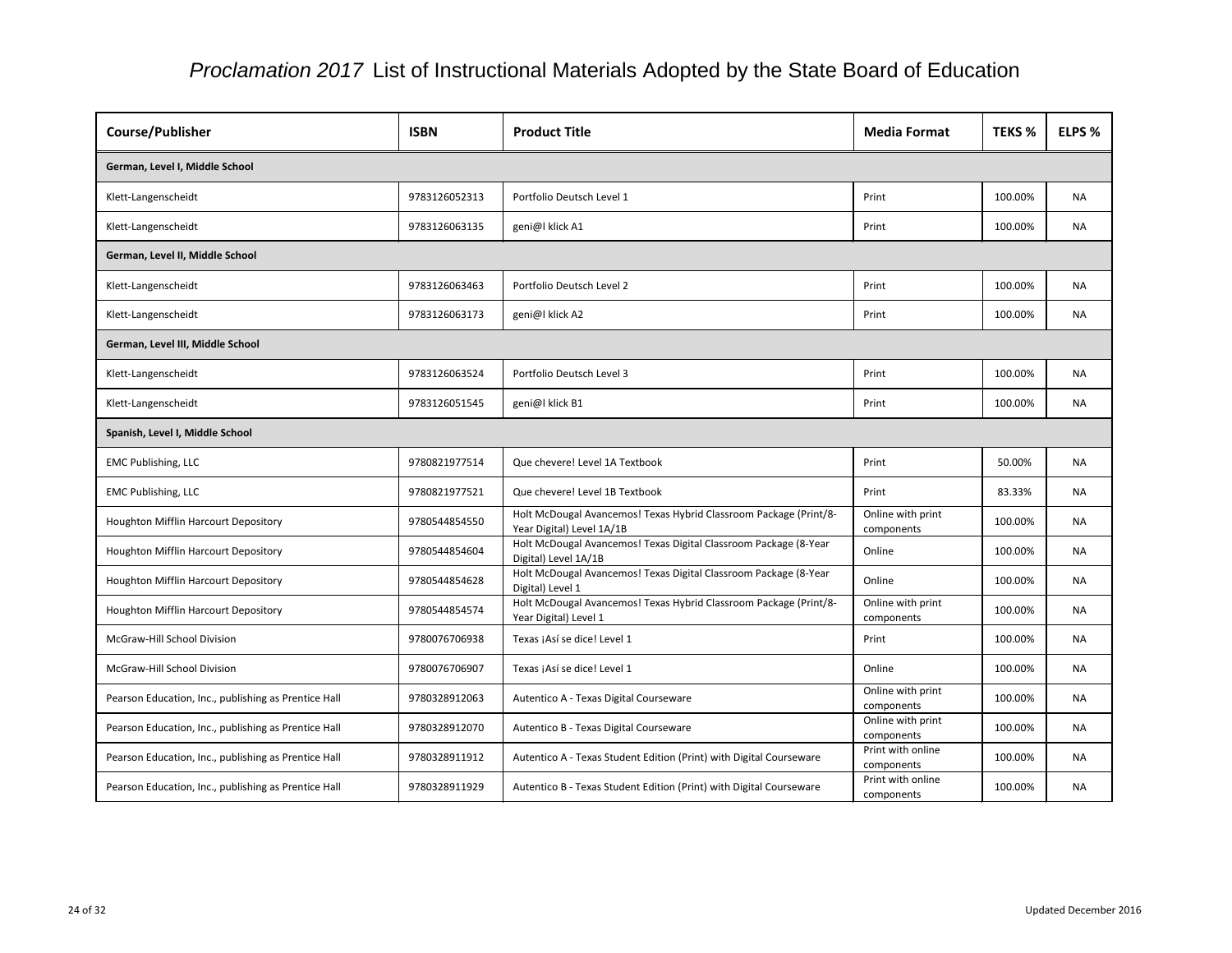# *Proclamation 2017* List of Instructional Materials Adopted by the State Board of Education

| Course/Publisher | ISBN | Product Title | Media Format | TEKS % | ELPS % |
|---|---|---|---|---|---|
| **German, Level I, Middle School** | | | | | |
| Klett-Langenscheidt | 9783126052313 | Portfolio Deutsch Level 1 | Print | 100.00% | NA |
| Klett-Langenscheidt | 9783126063135 | geni@l klick A1 | Print | 100.00% | NA |
| **German, Level II, Middle School** | | | | | |
| Klett-Langenscheidt | 9783126063463 | Portfolio Deutsch Level 2 | Print | 100.00% | NA |
| Klett-Langenscheidt | 9783126063173 | geni@l klick A2 | Print | 100.00% | NA |
| **German, Level III, Middle School** | | | | | |
| Klett-Langenscheidt | 9783126063524 | Portfolio Deutsch Level 3 | Print | 100.00% | NA |
| Klett-Langenscheidt | 9783126051545 | geni@l klick B1 | Print | 100.00% | NA |
| **Spanish, Level I, Middle School** | | | | | |
| EMC Publishing, LLC | 9780821977514 | Que chevere! Level 1A Textbook | Print | 50.00% | NA |
| EMC Publishing, LLC | 9780821977521 | Que chevere! Level 1B Textbook | Print | 83.33% | NA |
| Houghton Mifflin Harcourt Depository | 9780544854550 | Holt McDougal Avancemos! Texas Hybrid Classroom Package (Print/8-Year Digital) Level 1A/1B | Online with print components | 100.00% | NA |
| Houghton Mifflin Harcourt Depository | 9780544854604 | Holt McDougal Avancemos! Texas Digital Classroom Package (8-Year Digital) Level 1A/1B | Online | 100.00% | NA |
| Houghton Mifflin Harcourt Depository | 9780544854628 | Holt McDougal Avancemos! Texas Digital Classroom Package (8-Year Digital) Level 1 | Online | 100.00% | NA |
| Houghton Mifflin Harcourt Depository | 9780544854574 | Holt McDougal Avancemos! Texas Hybrid Classroom Package (Print/8-Year Digital) Level 1 | Online with print components | 100.00% | NA |
| McGraw-Hill School Division | 9780076706938 | Texas ¡Así se dice! Level 1 | Print | 100.00% | NA |
| McGraw-Hill School Division | 9780076706907 | Texas ¡Así se dice! Level 1 | Online | 100.00% | NA |
| Pearson Education, Inc., publishing as Prentice Hall | 9780328912063 | Autentico A - Texas Digital Courseware | Online with print components | 100.00% | NA |
| Pearson Education, Inc., publishing as Prentice Hall | 9780328912070 | Autentico B - Texas Digital Courseware | Online with print components | 100.00% | NA |
| Pearson Education, Inc., publishing as Prentice Hall | 9780328911912 | Autentico A - Texas Student Edition (Print) with Digital Courseware | Print with online components | 100.00% | NA |
| Pearson Education, Inc., publishing as Prentice Hall | 9780328911929 | Autentico B - Texas Student Edition (Print) with Digital Courseware | Print with online components | 100.00% | NA |

Updated December 2016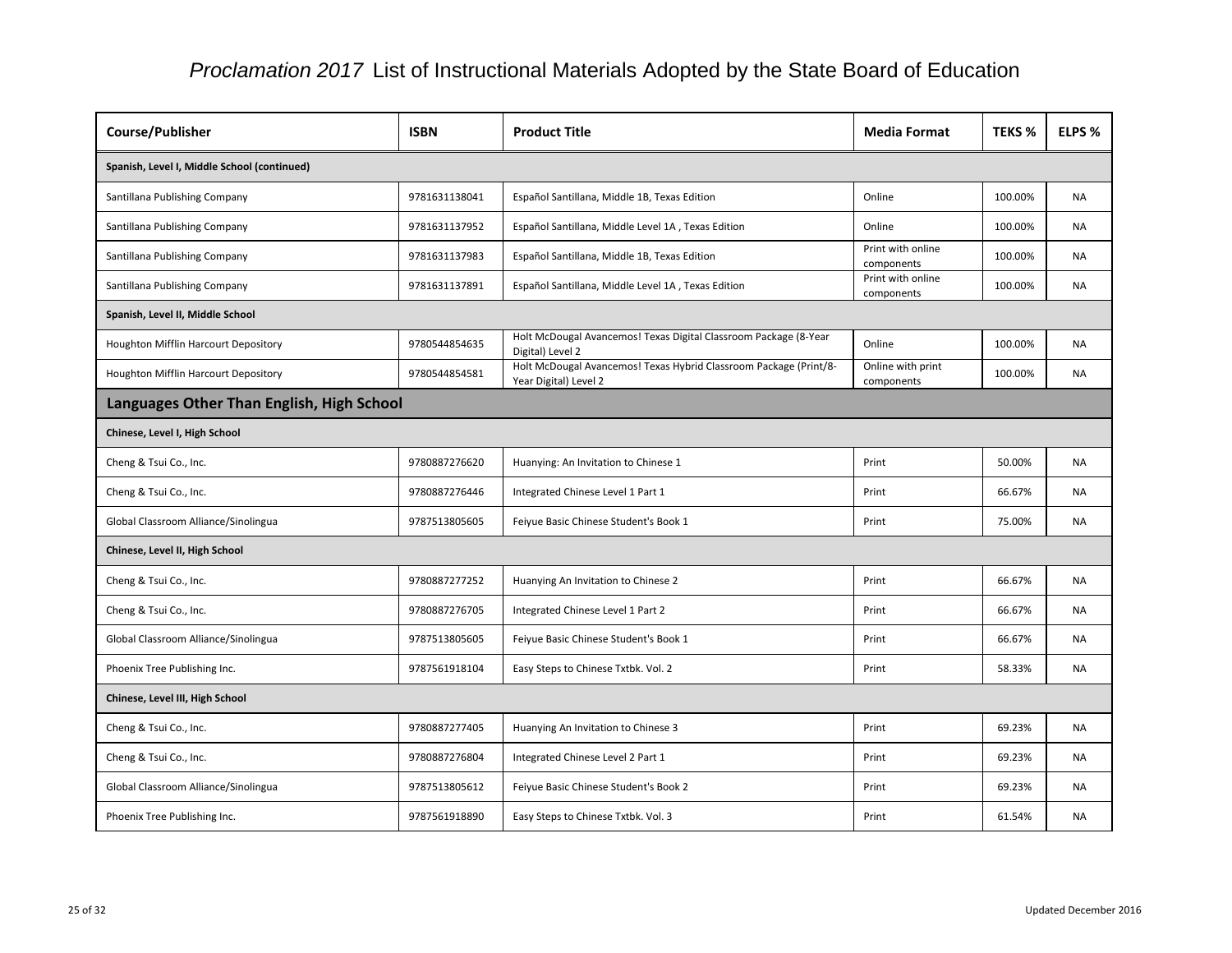# *Proclamation 2017* List of Instructional Materials Adopted by the State Board of Education

| Course/Publisher | ISBN | Product Title | Media Format | TEKS % | ELPS % |
|---|---|---|---|---|---|
| **Spanish, Level I, Middle School (continued)** | | | | | |
| Santillana Publishing Company | 9781631138041 | Español Santillana, Middle 1B, Texas Edition | Online | 100.00% | NA |
| Santillana Publishing Company | 9781631137952 | Español Santillana, Middle Level 1A , Texas Edition | Online | 100.00% | NA |
| Santillana Publishing Company | 9781631137983 | Español Santillana, Middle 1B, Texas Edition | Print with online components | 100.00% | NA |
| Santillana Publishing Company | 9781631137891 | Español Santillana, Middle Level 1A , Texas Edition | Print with online components | 100.00% | NA |
| **Spanish, Level II, Middle School** | | | | | |
| Houghton Mifflin Harcourt Depository | 9780544854635 | Holt McDougal Avancemos! Texas Digital Classroom Package (8-Year Digital) Level 2 | Online | 100.00% | NA |
| Houghton Mifflin Harcourt Depository | 9780544854581 | Holt McDougal Avancemos! Texas Hybrid Classroom Package (Print/8-Year Digital) Level 2 | Online with print components | 100.00% | NA |
| **Languages Other Than English, High School** | | | | | |
| **Chinese, Level I, High School** | | | | | |
| Cheng & Tsui Co., Inc. | 9780887276620 | Huanying: An Invitation to Chinese 1 | Print | 50.00% | NA |
| Cheng & Tsui Co., Inc. | 9780887276446 | Integrated Chinese Level 1 Part 1 | Print | 66.67% | NA |
| Global Classroom Alliance/Sinolingua | 9787513805605 | Feiyue Basic Chinese Student's Book 1 | Print | 75.00% | NA |
| **Chinese, Level II, High School** | | | | | |
| Cheng & Tsui Co., Inc. | 9780887277252 | Huanying An Invitation to Chinese 2 | Print | 66.67% | NA |
| Cheng & Tsui Co., Inc. | 9780887276705 | Integrated Chinese Level 1 Part 2 | Print | 66.67% | NA |
| Global Classroom Alliance/Sinolingua | 9787513805605 | Feiyue Basic Chinese Student's Book 1 | Print | 66.67% | NA |
| Phoenix Tree Publishing Inc. | 9787561918104 | Easy Steps to Chinese Txtbk. Vol. 2 | Print | 58.33% | NA |
| **Chinese, Level III, High School** | | | | | |
| Cheng & Tsui Co., Inc. | 9780887277405 | Huanying An Invitation to Chinese 3 | Print | 69.23% | NA |
| Cheng & Tsui Co., Inc. | 9780887276804 | Integrated Chinese Level 2 Part 1 | Print | 69.23% | NA |
| Global Classroom Alliance/Sinolingua | 9787513805612 | Feiyue Basic Chinese Student's Book 2 | Print | 69.23% | NA |
| Phoenix Tree Publishing Inc. | 9787561918890 | Easy Steps to Chinese Txtbk. Vol. 3 | Print | 61.54% | NA |

Updated December 2016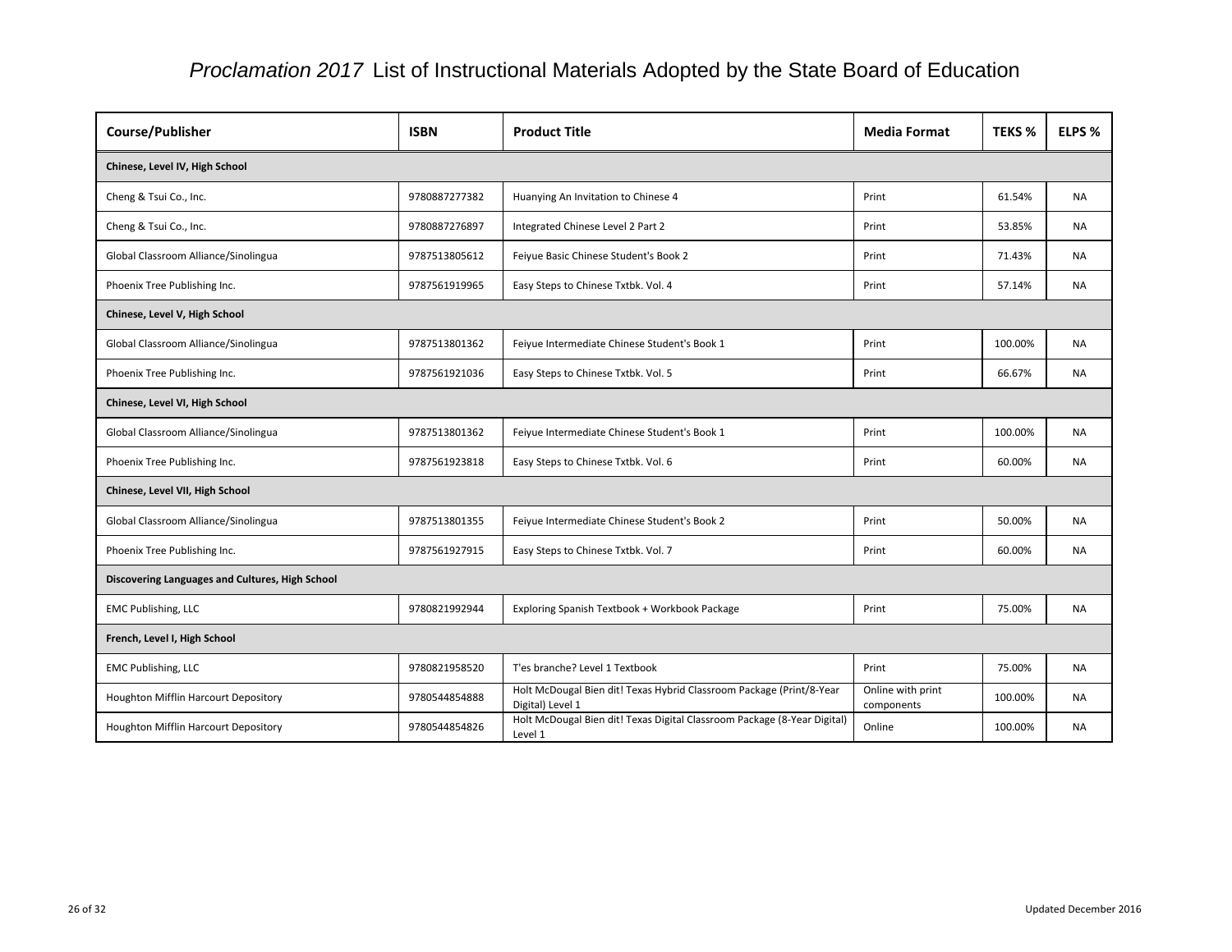# *Proclamation 2017* List of Instructional Materials Adopted by the State Board of Education

| Course/Publisher | ISBN | Product Title | Media Format | TEKS % | ELPS % |
|---|---|---|---|---|---|
| **Chinese, Level IV, High School** | | | | | |
| Cheng & Tsui Co., Inc. | 9780887277382 | Huanying An Invitation to Chinese 4 | Print | 61.54% | NA |
| Cheng & Tsui Co., Inc. | 9780887276897 | Integrated Chinese Level 2 Part 2 | Print | 53.85% | NA |
| Global Classroom Alliance/Sinolingua | 9787513805612 | Feiyue Basic Chinese Student's Book 2 | Print | 71.43% | NA |
| Phoenix Tree Publishing Inc. | 9787561919965 | Easy Steps to Chinese Txtbk. Vol. 4 | Print | 57.14% | NA |
| **Chinese, Level V, High School** | | | | | |
| Global Classroom Alliance/Sinolingua | 9787513801362 | Feiyue Intermediate Chinese Student's Book 1 | Print | 100.00% | NA |
| Phoenix Tree Publishing Inc. | 9787561921036 | Easy Steps to Chinese Txtbk. Vol. 5 | Print | 66.67% | NA |
| **Chinese, Level VI, High School** | | | | | |
| Global Classroom Alliance/Sinolingua | 9787513801362 | Feiyue Intermediate Chinese Student's Book 1 | Print | 100.00% | NA |
| Phoenix Tree Publishing Inc. | 9787561923818 | Easy Steps to Chinese Txtbk. Vol. 6 | Print | 60.00% | NA |
| **Chinese, Level VII, High School** | | | | | |
| Global Classroom Alliance/Sinolingua | 9787513801355 | Feiyue Intermediate Chinese Student's Book 2 | Print | 50.00% | NA |
| Phoenix Tree Publishing Inc. | 9787561927915 | Easy Steps to Chinese Txtbk. Vol. 7 | Print | 60.00% | NA |
| **Discovering Languages and Cultures, High School** | | | | | |
| EMC Publishing, LLC | 9780821992944 | Exploring Spanish Textbook + Workbook Package | Print | 75.00% | NA |
| **French, Level I, High School** | | | | | |
| EMC Publishing, LLC | 9780821958520 | T'es branche? Level 1 Textbook | Print | 75.00% | NA |
| Houghton Mifflin Harcourt Depository | 9780544854888 | Holt McDougal Bien dit! Texas Hybrid Classroom Package (Print/8-Year Digital) Level 1 | Online with print components | 100.00% | NA |
| Houghton Mifflin Harcourt Depository | 9780544854826 | Holt McDougal Bien dit! Texas Digital Classroom Package (8-Year Digital) Level 1 | Online | 100.00% | NA |

Updated December 2016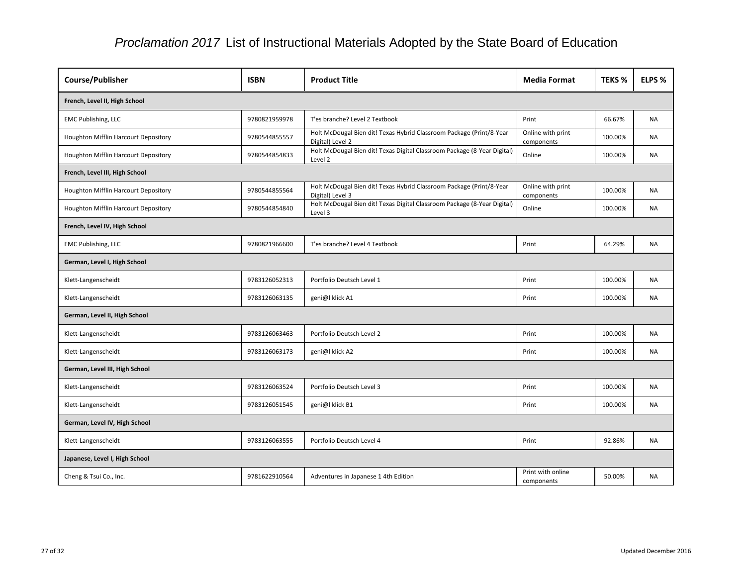# *Proclamation 2017* List of Instructional Materials Adopted by the State Board of Education

| Course/Publisher | ISBN | Product Title | Media Format | TEKS % | ELPS % |
|---|---|---|---|---|---|
| **French, Level II, High School** | | | | | |
| EMC Publishing, LLC | 9780821959978 | T'es branche? Level 2 Textbook | Print | 66.67% | NA |
| Houghton Mifflin Harcourt Depository | 9780544855557 | Holt McDougal Bien dit! Texas Hybrid Classroom Package (Print/8-Year Digital) Level 2 | Online with print components | 100.00% | NA |
| Houghton Mifflin Harcourt Depository | 9780544854833 | Holt McDougal Bien dit! Texas Digital Classroom Package (8-Year Digital) Level 2 | Online | 100.00% | NA |
| **French, Level III, High School** | | | | | |
| Houghton Mifflin Harcourt Depository | 9780544855564 | Holt McDougal Bien dit! Texas Hybrid Classroom Package (Print/8-Year Digital) Level 3 | Online with print components | 100.00% | NA |
| Houghton Mifflin Harcourt Depository | 9780544854840 | Holt McDougal Bien dit! Texas Digital Classroom Package (8-Year Digital) Level 3 | Online | 100.00% | NA |
| **French, Level IV, High School** | | | | | |
| EMC Publishing, LLC | 9780821966600 | T'es branche? Level 4 Textbook | Print | 64.29% | NA |
| **German, Level I, High School** | | | | | |
| Klett-Langenscheidt | 9783126052313 | Portfolio Deutsch Level 1 | Print | 100.00% | NA |
| Klett-Langenscheidt | 9783126063135 | geni@l klick A1 | Print | 100.00% | NA |
| **German, Level II, High School** | | | | | |
| Klett-Langenscheidt | 9783126063463 | Portfolio Deutsch Level 2 | Print | 100.00% | NA |
| Klett-Langenscheidt | 9783126063173 | geni@l klick A2 | Print | 100.00% | NA |
| **German, Level III, High School** | | | | | |
| Klett-Langenscheidt | 9783126063524 | Portfolio Deutsch Level 3 | Print | 100.00% | NA |
| Klett-Langenscheidt | 9783126051545 | geni@l klick B1 | Print | 100.00% | NA |
| **German, Level IV, High School** | | | | | |
| Klett-Langenscheidt | 9783126063555 | Portfolio Deutsch Level 4 | Print | 92.86% | NA |
| **Japanese, Level I, High School** | | | | | |
| Cheng & Tsui Co., Inc. | 9781622910564 | Adventures in Japanese 1 4th Edition | Print with online components | 50.00% | NA |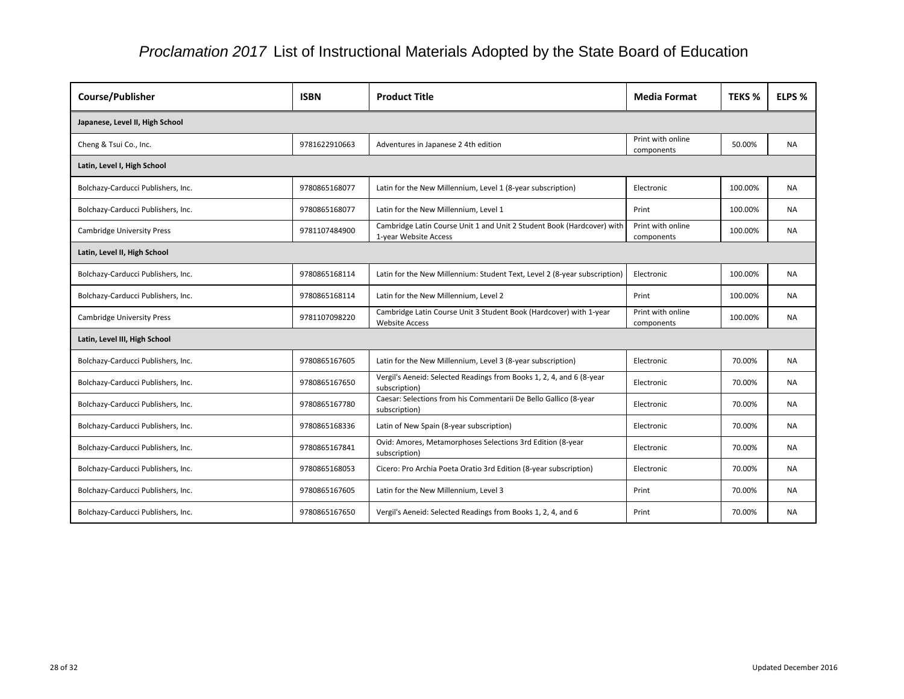# *Proclamation 2017* List of Instructional Materials Adopted by the State Board of Education

| Course/Publisher | ISBN | Product Title | Media Format | TEKS % | ELPS % |
|---|---|---|---|---|---|
| **Japanese, Level II, High School** | | | | | |
| Cheng & Tsui Co., Inc. | 9781622910663 | Adventures in Japanese 2 4th edition | Print with online components | 50.00% | NA |
| **Latin, Level I, High School** | | | | | |
| Bolchazy-Carducci Publishers, Inc. | 9780865168077 | Latin for the New Millennium, Level 1 (8-year subscription) | Electronic | 100.00% | NA |
| Bolchazy-Carducci Publishers, Inc. | 9780865168077 | Latin for the New Millennium, Level 1 | Print | 100.00% | NA |
| Cambridge University Press | 9781107484900 | Cambridge Latin Course Unit 1 and Unit 2 Student Book (Hardcover) with 1-year Website Access | Print with online components | 100.00% | NA |
| **Latin, Level II, High School** | | | | | |
| Bolchazy-Carducci Publishers, Inc. | 9780865168114 | Latin for the New Millennium: Student Text, Level 2 (8-year subscription) | Electronic | 100.00% | NA |
| Bolchazy-Carducci Publishers, Inc. | 9780865168114 | Latin for the New Millennium, Level 2 | Print | 100.00% | NA |
| Cambridge University Press | 9781107098220 | Cambridge Latin Course Unit 3 Student Book (Hardcover) with 1-year Website Access | Print with online components | 100.00% | NA |
| **Latin, Level III, High School** | | | | | |
| Bolchazy-Carducci Publishers, Inc. | 9780865167605 | Latin for the New Millennium, Level 3 (8-year subscription) | Electronic | 70.00% | NA |
| Bolchazy-Carducci Publishers, Inc. | 9780865167650 | Vergil's Aeneid: Selected Readings from Books 1, 2, 4, and 6 (8-year subscription) | Electronic | 70.00% | NA |
| Bolchazy-Carducci Publishers, Inc. | 9780865167780 | Caesar: Selections from his Commentarii De Bello Gallico (8-year subscription) | Electronic | 70.00% | NA |
| Bolchazy-Carducci Publishers, Inc. | 9780865168336 | Latin of New Spain (8-year subscription) | Electronic | 70.00% | NA |
| Bolchazy-Carducci Publishers, Inc. | 9780865167841 | Ovid: Amores, Metamorphoses Selections 3rd Edition (8-year subscription) | Electronic | 70.00% | NA |
| Bolchazy-Carducci Publishers, Inc. | 9780865168053 | Cicero: Pro Archia Poeta Oratio 3rd Edition (8-year subscription) | Electronic | 70.00% | NA |
| Bolchazy-Carducci Publishers, Inc. | 9780865167605 | Latin for the New Millennium, Level 3 | Print | 70.00% | NA |
| Bolchazy-Carducci Publishers, Inc. | 9780865167650 | Vergil's Aeneid: Selected Readings from Books 1, 2, 4, and 6 | Print | 70.00% | NA |

Updated December 2016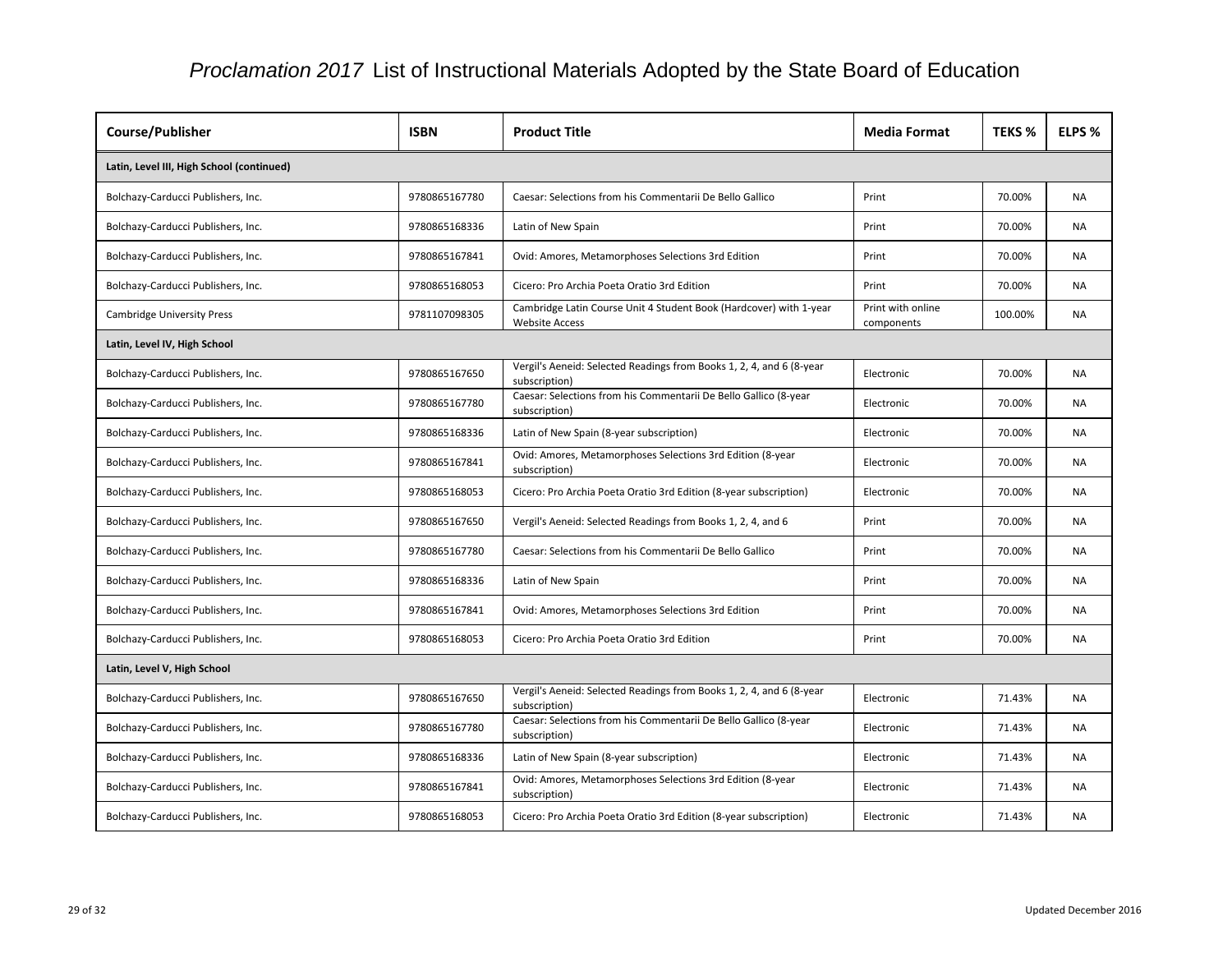# *Proclamation 2017* List of Instructional Materials Adopted by the State Board of Education

| Course/Publisher | ISBN | Product Title | Media Format | TEKS % | ELPS % |
|---|---|---|---|---|---|
| **Latin, Level III, High School (continued)** | | | | | |
| Bolchazy-Carducci Publishers, Inc. | 9780865167780 | Caesar: Selections from his Commentarii De Bello Gallico | Print | 70.00% | NA |
| Bolchazy-Carducci Publishers, Inc. | 9780865168336 | Latin of New Spain | Print | 70.00% | NA |
| Bolchazy-Carducci Publishers, Inc. | 9780865167841 | Ovid: Amores, Metamorphoses Selections 3rd Edition | Print | 70.00% | NA |
| Bolchazy-Carducci Publishers, Inc. | 9780865168053 | Cicero: Pro Archia Poeta Oratio 3rd Edition | Print | 70.00% | NA |
| Cambridge University Press | 9781107098305 | Cambridge Latin Course Unit 4 Student Book (Hardcover) with 1-year Website Access | Print with online components | 100.00% | NA |
| **Latin, Level IV, High School** | | | | | |
| Bolchazy-Carducci Publishers, Inc. | 9780865167650 | Vergil's Aeneid: Selected Readings from Books 1, 2, 4, and 6 (8-year subscription) | Electronic | 70.00% | NA |
| Bolchazy-Carducci Publishers, Inc. | 9780865167780 | Caesar: Selections from his Commentarii De Bello Gallico (8-year subscription) | Electronic | 70.00% | NA |
| Bolchazy-Carducci Publishers, Inc. | 9780865168336 | Latin of New Spain (8-year subscription) | Electronic | 70.00% | NA |
| Bolchazy-Carducci Publishers, Inc. | 9780865167841 | Ovid: Amores, Metamorphoses Selections 3rd Edition (8-year subscription) | Electronic | 70.00% | NA |
| Bolchazy-Carducci Publishers, Inc. | 9780865168053 | Cicero: Pro Archia Poeta Oratio 3rd Edition (8-year subscription) | Electronic | 70.00% | NA |
| Bolchazy-Carducci Publishers, Inc. | 9780865167650 | Vergil's Aeneid: Selected Readings from Books 1, 2, 4, and 6 | Print | 70.00% | NA |
| Bolchazy-Carducci Publishers, Inc. | 9780865167780 | Caesar: Selections from his Commentarii De Bello Gallico | Print | 70.00% | NA |
| Bolchazy-Carducci Publishers, Inc. | 9780865168336 | Latin of New Spain | Print | 70.00% | NA |
| Bolchazy-Carducci Publishers, Inc. | 9780865167841 | Ovid: Amores, Metamorphoses Selections 3rd Edition | Print | 70.00% | NA |
| Bolchazy-Carducci Publishers, Inc. | 9780865168053 | Cicero: Pro Archia Poeta Oratio 3rd Edition | Print | 70.00% | NA |
| **Latin, Level V, High School** | | | | | |
| Bolchazy-Carducci Publishers, Inc. | 9780865167650 | Vergil's Aeneid: Selected Readings from Books 1, 2, 4, and 6 (8-year subscription) | Electronic | 71.43% | NA |
| Bolchazy-Carducci Publishers, Inc. | 9780865167780 | Caesar: Selections from his Commentarii De Bello Gallico (8-year subscription) | Electronic | 71.43% | NA |
| Bolchazy-Carducci Publishers, Inc. | 9780865168336 | Latin of New Spain (8-year subscription) | Electronic | 71.43% | NA |
| Bolchazy-Carducci Publishers, Inc. | 9780865167841 | Ovid: Amores, Metamorphoses Selections 3rd Edition (8-year subscription) | Electronic | 71.43% | NA |
| Bolchazy-Carducci Publishers, Inc. | 9780865168053 | Cicero: Pro Archia Poeta Oratio 3rd Edition (8-year subscription) | Electronic | 71.43% | NA |

Updated December 2016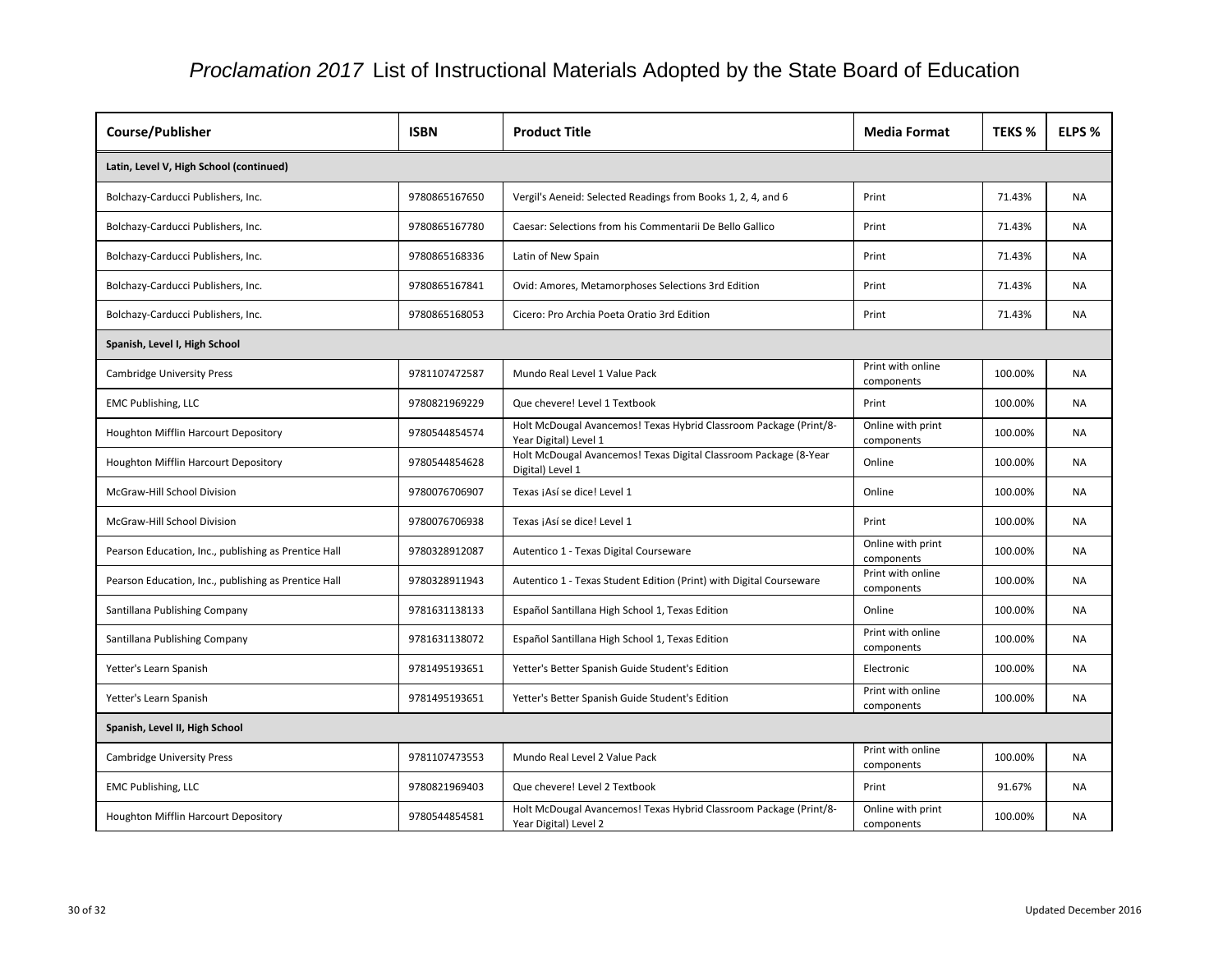# *Proclamation 2017* List of Instructional Materials Adopted by the State Board of Education

| Course/Publisher | ISBN | Product Title | Media Format | TEKS % | ELPS % |
|---|---|---|---|---|---|
| **Latin, Level V, High School (continued)** | | | | | |
| Bolchazy-Carducci Publishers, Inc. | 9780865167650 | Vergil's Aeneid: Selected Readings from Books 1, 2, 4, and 6 | Print | 71.43% | NA |
| Bolchazy-Carducci Publishers, Inc. | 9780865167780 | Caesar: Selections from his Commentarii De Bello Gallico | Print | 71.43% | NA |
| Bolchazy-Carducci Publishers, Inc. | 9780865168336 | Latin of New Spain | Print | 71.43% | NA |
| Bolchazy-Carducci Publishers, Inc. | 9780865167841 | Ovid: Amores, Metamorphoses Selections 3rd Edition | Print | 71.43% | NA |
| Bolchazy-Carducci Publishers, Inc. | 9780865168053 | Cicero: Pro Archia Poeta Oratio 3rd Edition | Print | 71.43% | NA |
| **Spanish, Level I, High School** | | | | | |
| Cambridge University Press | 9781107472587 | Mundo Real Level 1 Value Pack | Print with online components | 100.00% | NA |
| EMC Publishing, LLC | 9780821969229 | Que chevere! Level 1 Textbook | Print | 100.00% | NA |
| Houghton Mifflin Harcourt Depository | 9780544854574 | Holt McDougal Avancemos! Texas Hybrid Classroom Package (Print/8-Year Digital) Level 1 | Online with print components | 100.00% | NA |
| Houghton Mifflin Harcourt Depository | 9780544854628 | Holt McDougal Avancemos! Texas Digital Classroom Package (8-Year Digital) Level 1 | Online | 100.00% | NA |
| McGraw-Hill School Division | 9780076706907 | Texas ¡Así se dice! Level 1 | Online | 100.00% | NA |
| McGraw-Hill School Division | 9780076706938 | Texas ¡Así se dice! Level 1 | Print | 100.00% | NA |
| Pearson Education, Inc., publishing as Prentice Hall | 9780328912087 | Autentico 1 - Texas Digital Courseware | Online with print components | 100.00% | NA |
| Pearson Education, Inc., publishing as Prentice Hall | 9780328911943 | Autentico 1 - Texas Student Edition (Print) with Digital Courseware | Print with online components | 100.00% | NA |
| Santillana Publishing Company | 9781631138133 | Español Santillana High School 1, Texas Edition | Online | 100.00% | NA |
| Santillana Publishing Company | 9781631138072 | Español Santillana High School 1, Texas Edition | Print with online components | 100.00% | NA |
| Yetter's Learn Spanish | 9781495193651 | Yetter's Better Spanish Guide Student's Edition | Electronic | 100.00% | NA |
| Yetter's Learn Spanish | 9781495193651 | Yetter's Better Spanish Guide Student's Edition | Print with online components | 100.00% | NA |
| **Spanish, Level II, High School** | | | | | |
| Cambridge University Press | 9781107473553 | Mundo Real Level 2 Value Pack | Print with online components | 100.00% | NA |
| EMC Publishing, LLC | 9780821969403 | Que chevere! Level 2 Textbook | Print | 91.67% | NA |
| Houghton Mifflin Harcourt Depository | 9780544854581 | Holt McDougal Avancemos! Texas Hybrid Classroom Package (Print/8-Year Digital) Level 2 | Online with print components | 100.00% | NA |

Updated December 2016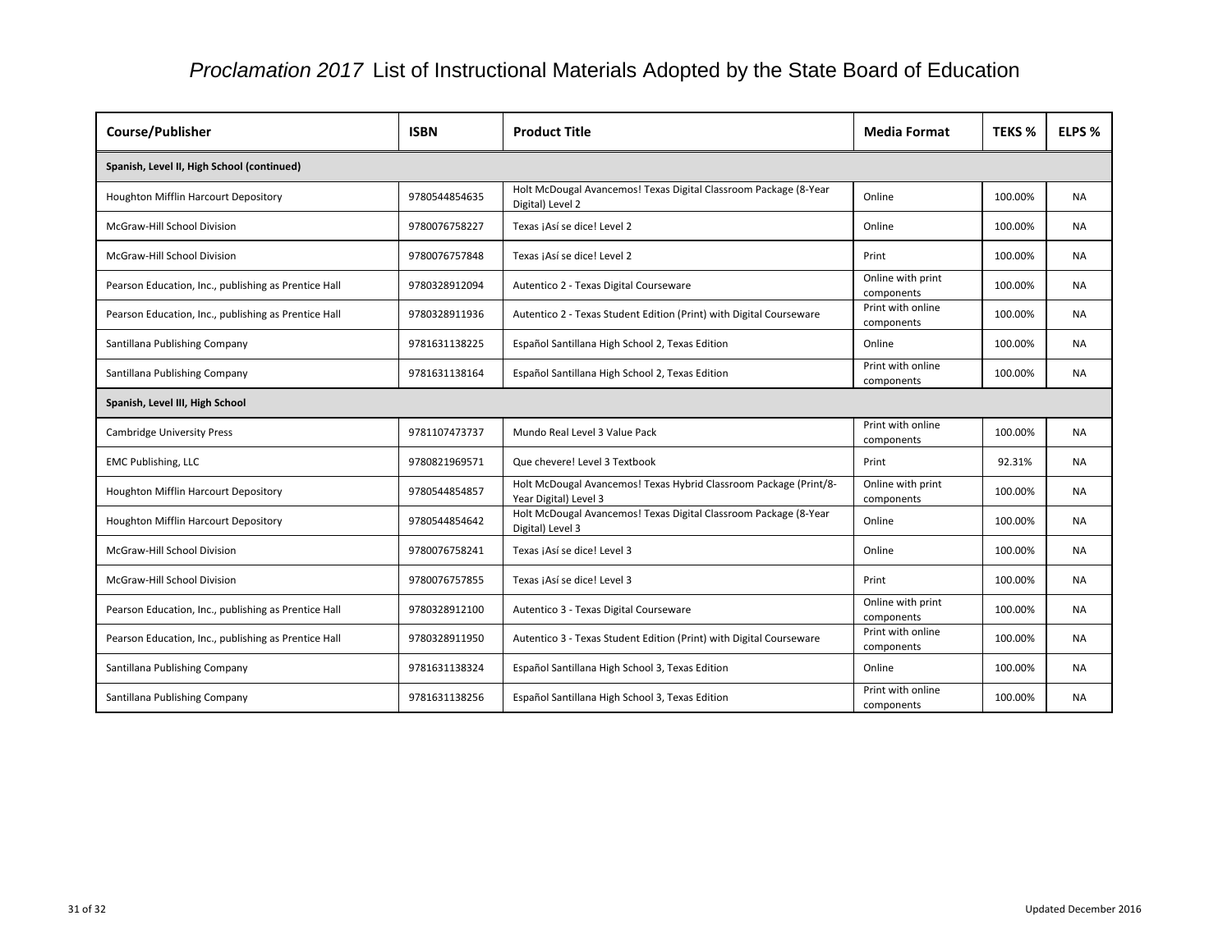# *Proclamation 2017* List of Instructional Materials Adopted by the State Board of Education

| Course/Publisher | ISBN | Product Title | Media Format | TEKS % | ELPS % |
|---|---|---|---|---|---|
| **Spanish, Level II, High School (continued)** | | | | | |
| Houghton Mifflin Harcourt Depository | 9780544854635 | Holt McDougal Avancemos! Texas Digital Classroom Package (8-Year Digital) Level 2 | Online | 100.00% | NA |
| McGraw-Hill School Division | 9780076758227 | Texas ¡Así se dice! Level 2 | Online | 100.00% | NA |
| McGraw-Hill School Division | 9780076757848 | Texas ¡Así se dice! Level 2 | Print | 100.00% | NA |
| Pearson Education, Inc., publishing as Prentice Hall | 9780328912094 | Autentico 2 - Texas Digital Courseware | Online with print components | 100.00% | NA |
| Pearson Education, Inc., publishing as Prentice Hall | 9780328911936 | Autentico 2 - Texas Student Edition (Print) with Digital Courseware | Print with online components | 100.00% | NA |
| Santillana Publishing Company | 9781631138225 | Español Santillana High School 2, Texas Edition | Online | 100.00% | NA |
| Santillana Publishing Company | 9781631138164 | Español Santillana High School 2, Texas Edition | Print with online components | 100.00% | NA |
| **Spanish, Level III, High School** | | | | | |
| Cambridge University Press | 9781107473737 | Mundo Real Level 3 Value Pack | Print with online components | 100.00% | NA |
| EMC Publishing, LLC | 9780821969571 | Que chevere! Level 3 Textbook | Print | 92.31% | NA |
| Houghton Mifflin Harcourt Depository | 9780544854857 | Holt McDougal Avancemos! Texas Hybrid Classroom Package (Print/8-Year Digital) Level 3 | Online with print components | 100.00% | NA |
| Houghton Mifflin Harcourt Depository | 9780544854642 | Holt McDougal Avancemos! Texas Digital Classroom Package (8-Year Digital) Level 3 | Online | 100.00% | NA |
| McGraw-Hill School Division | 9780076758241 | Texas ¡Así se dice! Level 3 | Online | 100.00% | NA |
| McGraw-Hill School Division | 9780076757855 | Texas ¡Así se dice! Level 3 | Print | 100.00% | NA |
| Pearson Education, Inc., publishing as Prentice Hall | 9780328912100 | Autentico 3 - Texas Digital Courseware | Online with print components | 100.00% | NA |
| Pearson Education, Inc., publishing as Prentice Hall | 9780328911950 | Autentico 3 - Texas Student Edition (Print) with Digital Courseware | Print with online components | 100.00% | NA |
| Santillana Publishing Company | 9781631138324 | Español Santillana High School 3, Texas Edition | Online | 100.00% | NA |
| Santillana Publishing Company | 9781631138256 | Español Santillana High School 3, Texas Edition | Print with online components | 100.00% | NA |

Updated December 2016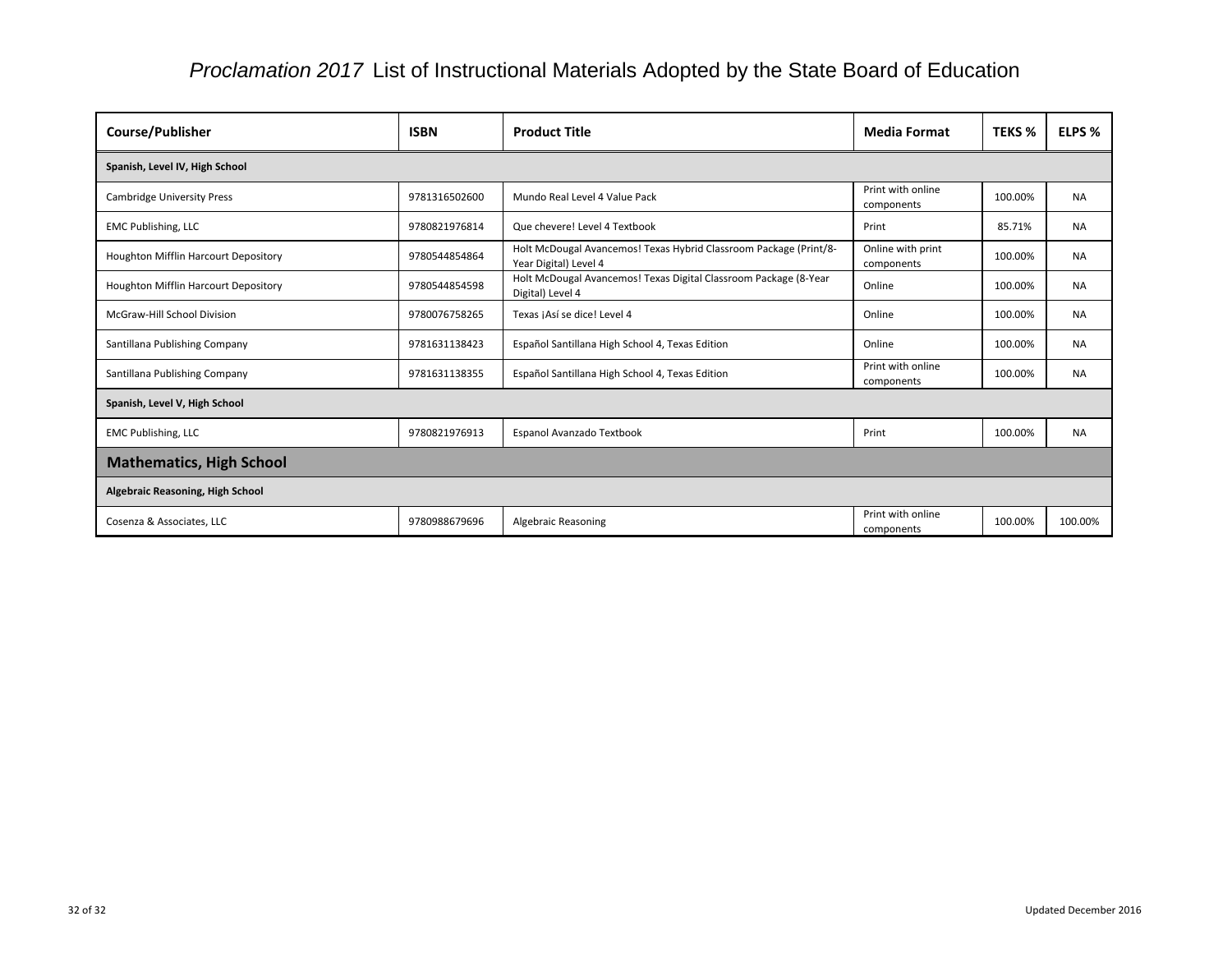# *Proclamation 2017* List of Instructional Materials Adopted by the State Board of Education

| Course/Publisher | ISBN | Product Title | Media Format | TEKS % | ELPS % |
|---|---|---|---|---|---|
| **Spanish, Level IV, High School** | | | | | |
| Cambridge University Press | 9781316502600 | Mundo Real Level 4 Value Pack | Print with online components | 100.00% | NA |
| EMC Publishing, LLC | 9780821976814 | Que chevere! Level 4 Textbook | Print | 85.71% | NA |
| Houghton Mifflin Harcourt Depository | 9780544854864 | Holt McDougal Avancemos! Texas Hybrid Classroom Package (Print/8-Year Digital) Level 4 | Online with print components | 100.00% | NA |
| Houghton Mifflin Harcourt Depository | 9780544854598 | Holt McDougal Avancemos! Texas Digital Classroom Package (8-Year Digital) Level 4 | Online | 100.00% | NA |
| McGraw-Hill School Division | 9780076758265 | Texas ¡Así se dice! Level 4 | Online | 100.00% | NA |
| Santillana Publishing Company | 9781631138423 | Español Santillana High School 4, Texas Edition | Online | 100.00% | NA |
| Santillana Publishing Company | 9781631138355 | Español Santillana High School 4, Texas Edition | Print with online components | 100.00% | NA |
| **Spanish, Level V, High School** | | | | | |
| EMC Publishing, LLC | 9780821976913 | Espanol Avanzado Textbook | Print | 100.00% | NA |
| **Mathematics, High School** | | | | | |
| **Algebraic Reasoning, High School** | | | | | |
| Cosenza & Associates, LLC | 9780988679696 | Algebraic Reasoning | Print with online components | 100.00% | 100.00% |

Updated December 2016